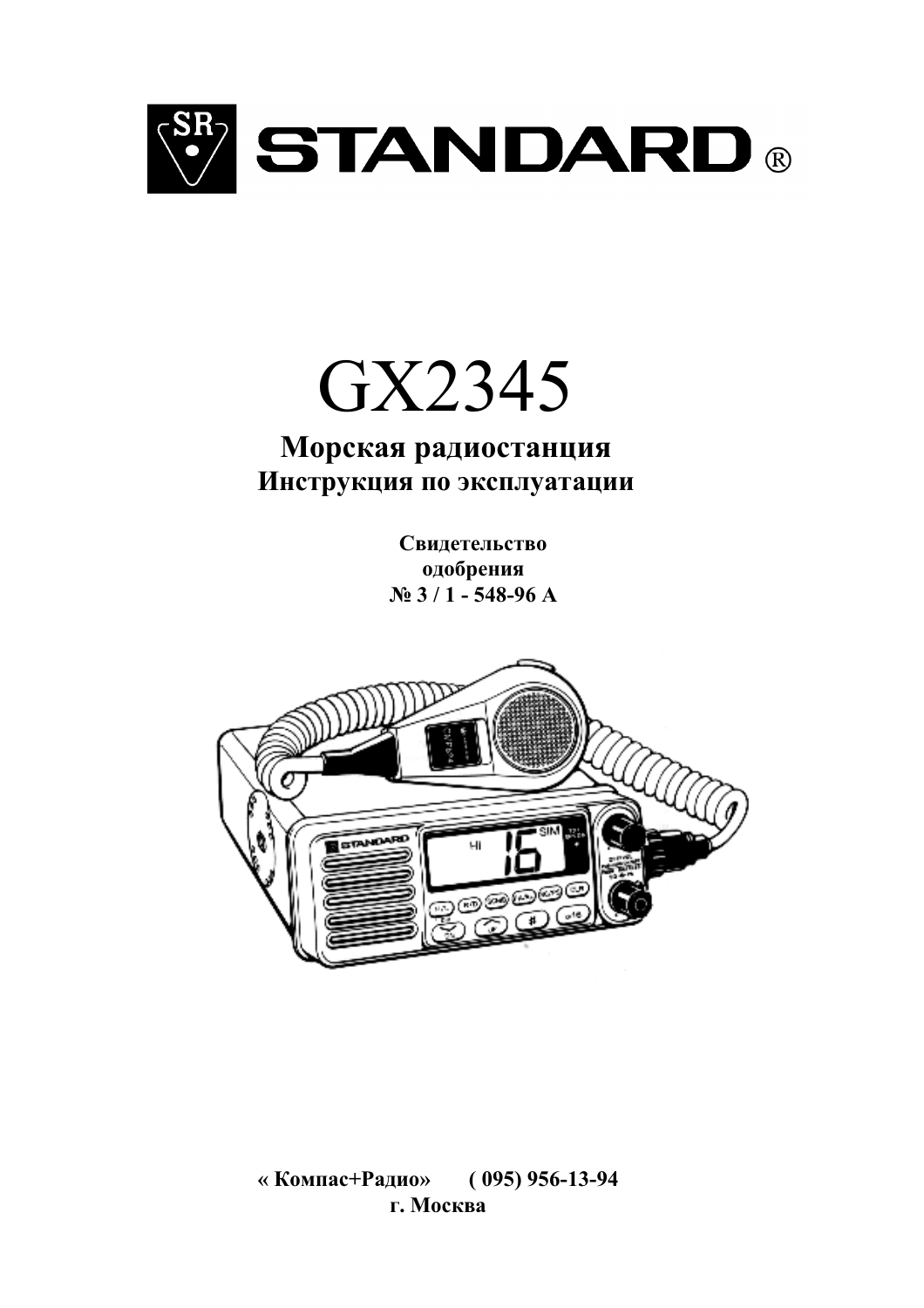# STANDARD®

# GX2345

## Морская радиостанция

## Инструкция по эксплуатации

**Свидетельство одобрения**
**№ 3 / 1 - 548-96 А**

**« Компас+Радио» ( 095) 956-13-94**
**г. Москва**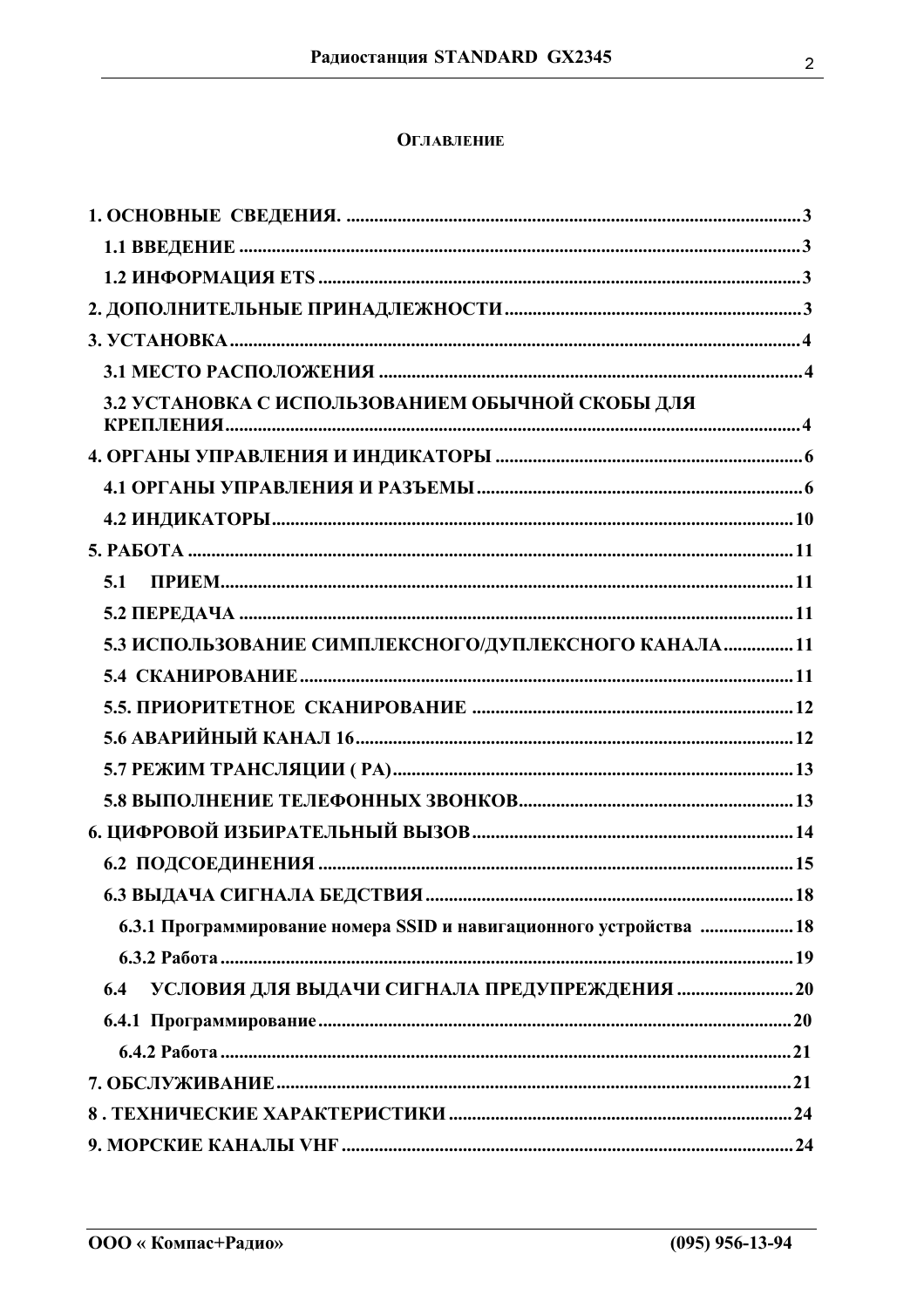## ОГЛАВЛЕНИЕ

1. ОСНОВНЫЕ СВЕДЕНИЯ. ....3
   - 1.1 ВВЕДЕНИЕ ....3
   - 1.2 ИНФОРМАЦИЯ ETS ....3
2. ДОПОЛНИТЕЛЬНЫЕ ПРИНАДЛЕЖНОСТИ ....3
3. УСТАНОВКА ....4
   - 3.1 МЕСТО РАСПОЛОЖЕНИЯ ....4
   - 3.2 УСТАНОВКА С ИСПОЛЬЗОВАНИЕМ ОБЫЧНОЙ СКОБЫ ДЛЯ КРЕПЛЕНИЯ ....4
4. ОРГАНЫ УПРАВЛЕНИЯ И ИНДИКАТОРЫ ....6
   - 4.1 ОРГАНЫ УПРАВЛЕНИЯ И РАЗЪЕМЫ ....6
   - 4.2 ИНДИКАТОРЫ ....10
5. РАБОТА ....11
   - 5.1 ПРИЕМ ....11
   - 5.2 ПЕРЕДАЧА ....11
   - 5.3 ИСПОЛЬЗОВАНИЕ СИМПЛЕКСНОГО/ДУПЛЕКСНОГО КАНАЛА ....11
   - 5.4 СКАНИРОВАНИЕ ....11
   - 5.5. ПРИОРИТЕТНОЕ СКАНИРОВАНИЕ ....12
   - 5.6 АВАРИЙНЫЙ КАНАЛ 16 ....12
   - 5.7 РЕЖИМ ТРАНСЛЯЦИИ ( PA) ....13
   - 5.8 ВЫПОЛНЕНИЕ ТЕЛЕФОННЫХ ЗВОНКОВ ....13
6. ЦИФРОВОЙ ИЗБИРАТЕЛЬНЫЙ ВЫЗОВ ....14
   - 6.2 ПОДСОЕДИНЕНИЯ ....15
   - 6.3 ВЫДАЧА СИГНАЛА БЕДСТВИЯ ....18
     - 6.3.1 Программирование номера SSID и навигационного устройства ....18
     - 6.3.2 Работа ....19
   - 6.4 УСЛОВИЯ ДЛЯ ВЫДАЧИ СИГНАЛА ПРЕДУПРЕЖДЕНИЯ ....20
   - 6.4.1 Программирование ....20
     - 6.4.2 Работа ....21
7. ОБСЛУЖИВАНИЕ ....21
8 . ТЕХНИЧЕСКИЕ ХАРАКТЕРИСТИКИ ....24
9. МОРСКИЕ КАНАЛЫ VHF ....24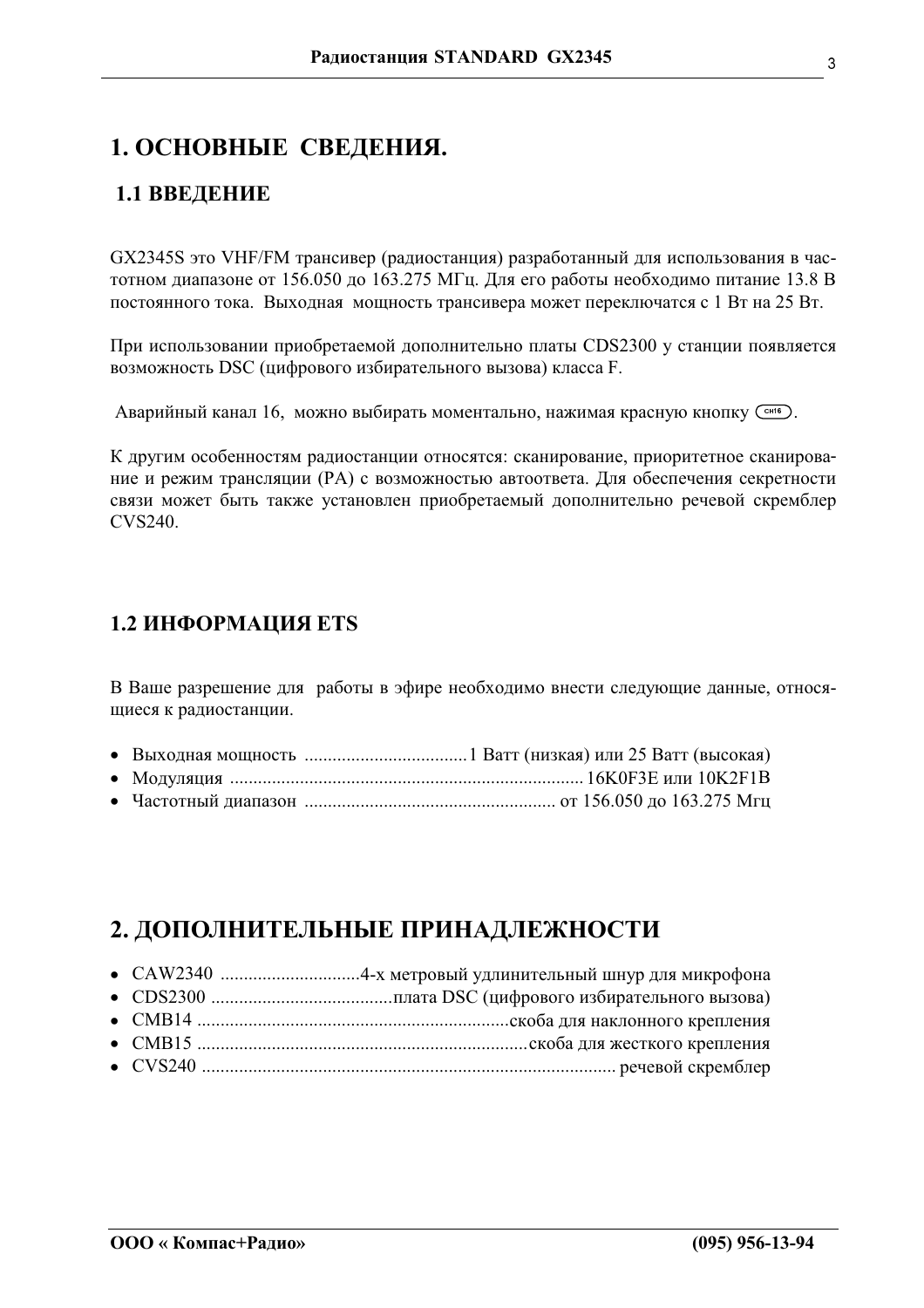# 1. ОСНОВНЫЕ СВЕДЕНИЯ.

## 1.1 ВВЕДЕНИЕ

GX2345S это VHF/FM трансивер (радиостанция) разработанный для использования в частотном диапазоне от 156.050 до 163.275 МГц. Для его работы необходимо питание 13.8 В постоянного тока. Выходная мощность трансивера может переключатся с 1 Вт на 25 Вт.

При использовании приобретаемой дополнительно платы CDS2300 у станции появляется возможность DSC (цифрового избирательного вызова) класса F.

Аварийный канал 16, можно выбирать моментально, нажимая красную кнопку (CH16).

К другим особенностям радиостанции относятся: сканирование, приоритетное сканирование и режим трансляции (PA) с возможностью автоответа. Для обеспечения секретности связи может быть также установлен приобретаемый дополнительно речевой скремблер CVS240.

## 1.2 ИНФОРМАЦИЯ ETS

В Ваше разрешение для работы в эфире необходимо внести следующие данные, относящиеся к радиостанции.

- Выходная мощность ..................................1 Ватт (низкая) или 25 Ватт (высокая)
- Модуляция ..........................................................................16K0F3E или 10K2F1B
- Частотный диапазон ..................................................... от 156.050 до 163.275 Мгц

# 2. ДОПОЛНИТЕЛЬНЫЕ ПРИНАДЛЕЖНОСТИ

- CAW2340 .............................4-х метровый удлинительный шнур для микрофона
- CDS2300 .......................................плата DSC (цифрового избирательного вызова)
- CMB14 ..................................................................скоба для наклонного крепления
- CMB15 ......................................................................скоба для жесткого крепления
- CVS240 ....................................................................................... речевой скремблер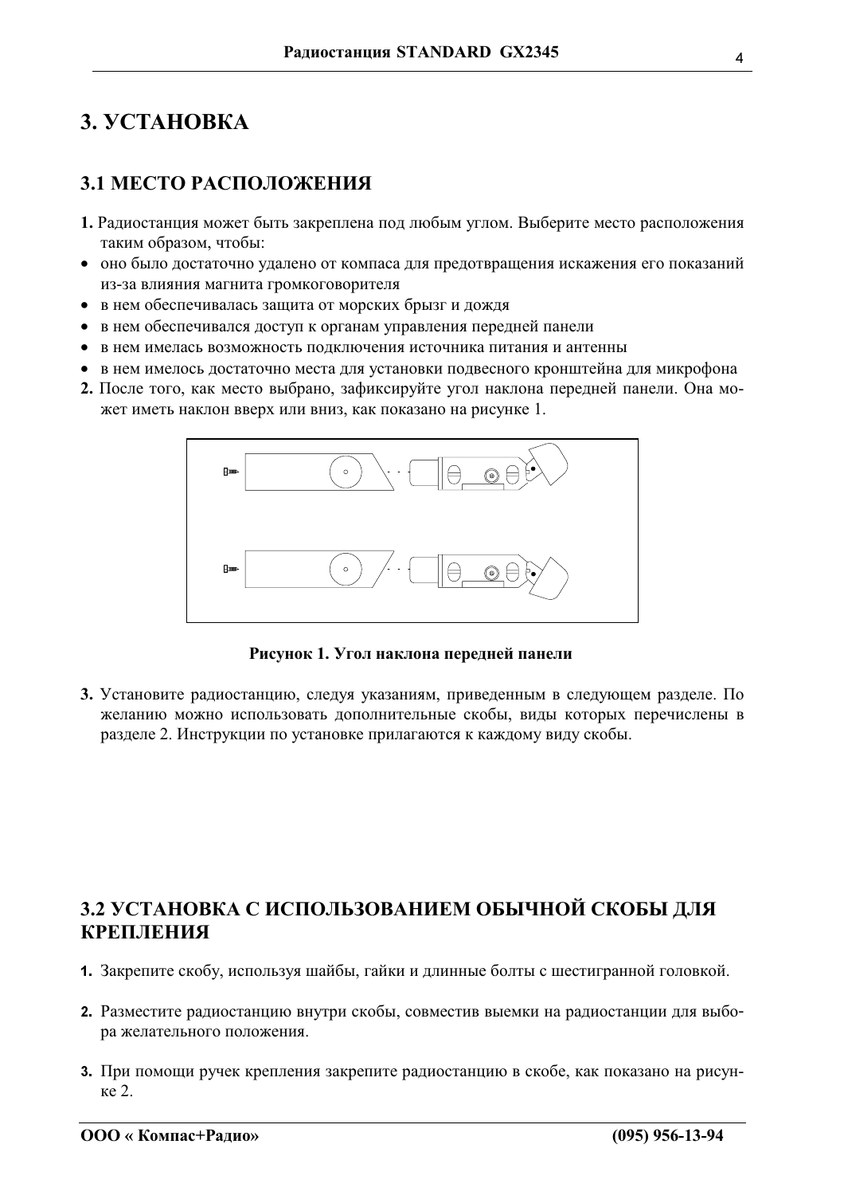# 3. УСТАНОВКА

## 3.1 МЕСТО РАСПОЛОЖЕНИЯ

**1.** Радиостанция может быть закреплена под любым углом. Выберите место расположения таким образом, чтобы:

- оно было достаточно удалено от компаса для предотвращения искажения его показаний из-за влияния магнита громкоговорителя
- в нем обеспечивалась защита от морских брызг и дождя
- в нем обеспечивался доступ к органам управления передней панели
- в нем имелась возможность подключения источника питания и антенны
- в нем имелось достаточно места для установки подвесного кронштейна для микрофона

**2.** После того, как место выбрано, зафиксируйте угол наклона передней панели. Она может иметь наклон вверх или вниз, как показано на рисунке 1.

**Рисунок 1. Угол наклона передней панели**

**3.** Установите радиостанцию, следуя указаниям, приведенным в следующем разделе. По желанию можно использовать дополнительные скобы, виды которых перечислены в разделе 2. Инструкции по установке прилагаются к каждому виду скобы.

## 3.2 УСТАНОВКА С ИСПОЛЬЗОВАНИЕМ ОБЫЧНОЙ СКОБЫ ДЛЯ КРЕПЛЕНИЯ

**1.** Закрепите скобу, используя шайбы, гайки и длинные болты с шестигранной головкой.

**2.** Разместите радиостанцию внутри скобы, совместив выемки на радиостанции для выбора желательного положения.

**3.** При помощи ручек крепления закрепите радиостанцию в скобе, как показано на рисунке 2.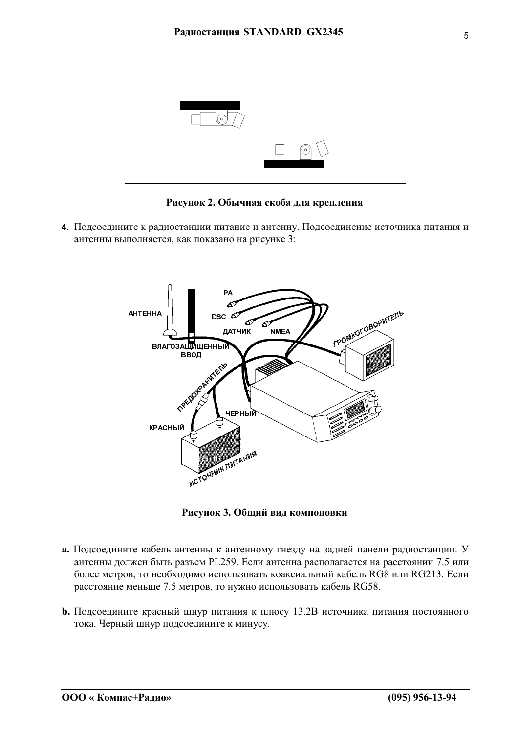Рисунок 2. Обычная скоба для крепления

**4.** Подсоедините к радиостанции питание и антенну. Подсоединение источника питания и антенны выполняется, как показано на рисунке 3:

Рисунок 3. Общий вид компоновки

**a.** Подсоедините кабель антенны к антенному гнезду на задней панели радиостанции. У антенны должен быть разъем PL259. Если антенна располагается на расстоянии 7.5 или более метров, то необходимо использовать коаксиальный кабель RG8 или RG213. Если расстояние меньше 7.5 метров, то нужно использовать кабель RG58.

**b.** Подсоедините красный шнур питания к плюсу 13.2В источника питания постоянного тока. Черный шнур подсоедините к минусу.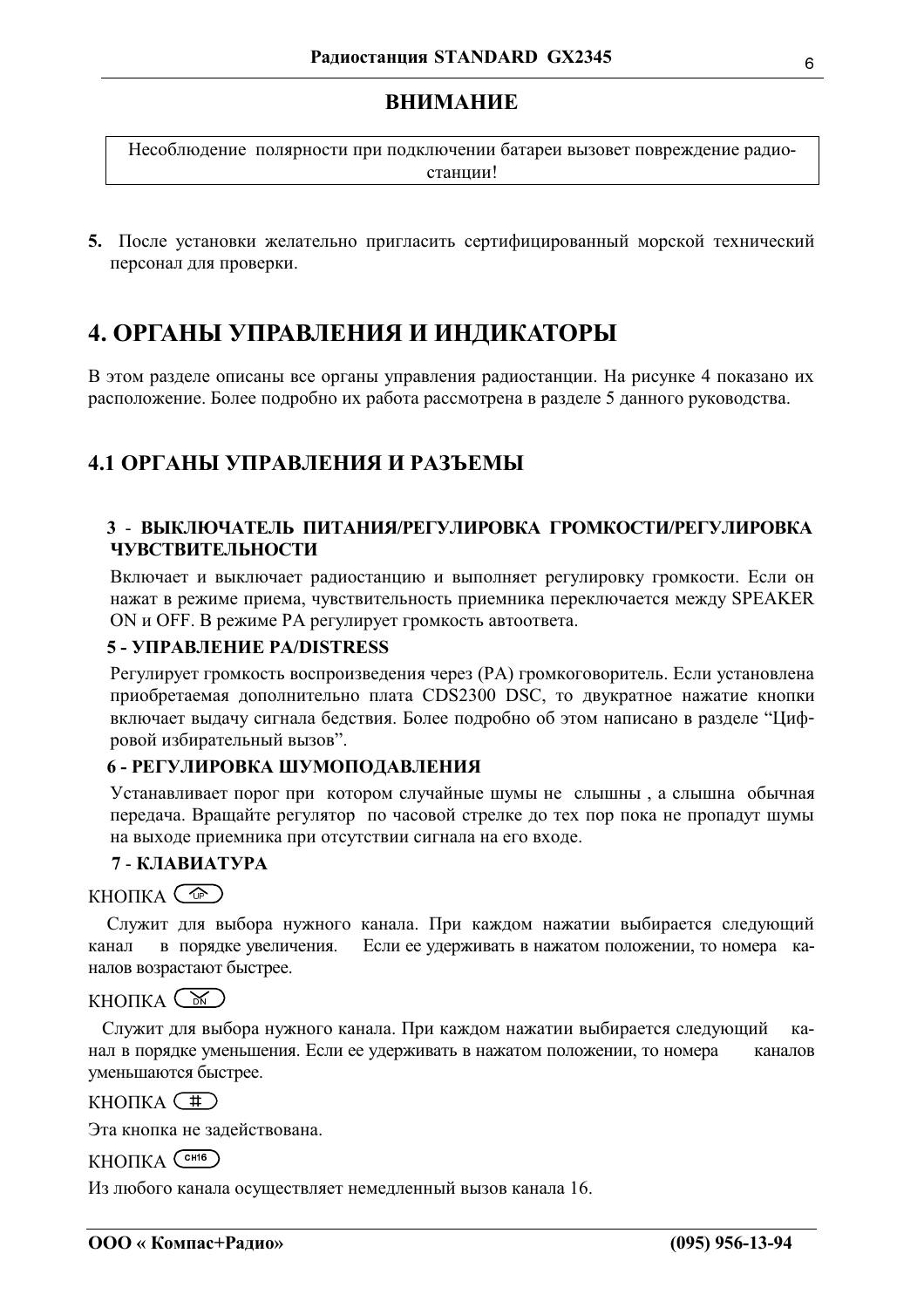**ВНИМАНИЕ**

> Несоблюдение полярности при подключении батареи вызовет повреждение радиостанции!

**5.** После установки желательно пригласить сертифицированный морской технический персонал для проверки.

# 4. ОРГАНЫ УПРАВЛЕНИЯ И ИНДИКАТОРЫ

В этом разделе описаны все органы управления радиостанции. На рисунке 4 показано их расположение. Более подробно их работа рассмотрена в разделе 5 данного руководства.

## 4.1 ОРГАНЫ УПРАВЛЕНИЯ И РАЗЪЕМЫ

**3 - ВЫКЛЮЧАТЕЛЬ ПИТАНИЯ/РЕГУЛИРОВКА ГРОМКОСТИ/РЕГУЛИРОВКА ЧУВСТВИТЕЛЬНОСТИ**

Включает и выключает радиостанцию и выполняет регулировку громкости. Если он нажат в режиме приема, чувствительность приемника переключается между SPEAKER ON и OFF. В режиме PA регулирует громкость автоответа.

**5 - УПРАВЛЕНИЕ PA/DISTRESS**

Регулирует громкость воспроизведения через (PA) громкоговоритель. Если установлена приобретаемая дополнительно плата CDS2300 DSC, то двукратное нажатие кнопки включает выдачу сигнала бедствия. Более подробно об этом написано в разделе "Цифровой избирательный вызов".

**6 - РЕГУЛИРОВКА ШУМОПОДАВЛЕНИЯ**

Устанавливает порог при котором случайные шумы не слышны , а слышна обычная передача. Вращайте регулятор по часовой стрелке до тех пор пока не пропадут шумы на выходе приемника при отсутствии сигнала на его входе.

**7 - КЛАВИАТУРА**

КНОПКА (UP)

Служит для выбора нужного канала. При каждом нажатии выбирается следующий канал в порядке увеличения. Если ее удерживать в нажатом положении, то номера каналов возрастают быстрее.

КНОПКА (DN)

Служит для выбора нужного канала. При каждом нажатии выбирается следующий канал в порядке уменьшения. Если ее удерживать в нажатом положении, то номера каналов уменьшаются быстрее.

КНОПКА (#)

Эта кнопка не задействована.

КНОПКА (CH16)

Из любого канала осуществляет немедленный вызов канала 16.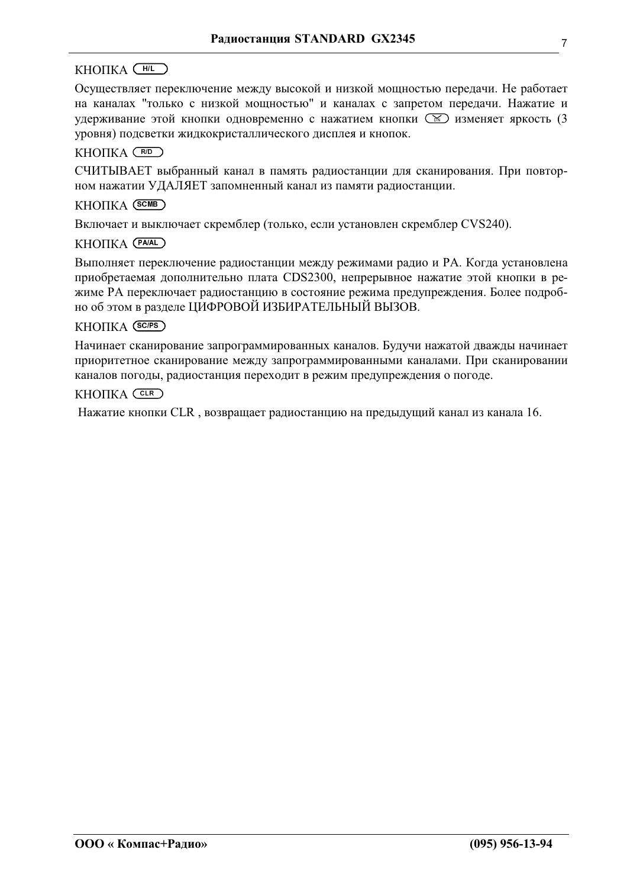КНОПКА H/L

Осуществляет переключение между высокой и низкой мощностью передачи. Не работает на каналах "только с низкой мощностью" и каналах с запретом передачи. Нажатие и удерживание этой кнопки одновременно с нажатием кнопки DIM изменяет яркость (3 уровня) подсветки жидкокристаллического дисплея и кнопок.

КНОПКА R/D

СЧИТЫВАЕТ выбранный канал в память радиостанции для сканирования. При повторном нажатии УДАЛЯЕТ запомненный канал из памяти радиостанции.

КНОПКА SCMB

Включает и выключает скремблер (только, если установлен скремблер CVS240).

КНОПКА PA/AL

Выполняет переключение радиостанции между режимами радио и PA. Когда установлена приобретаемая дополнительно плата CDS2300, непрерывное нажатие этой кнопки в режиме PA переключает радиостанцию в состояние режима предупреждения. Более подробно об этом в разделе ЦИФРОВОЙ ИЗБИРАТЕЛЬНЫЙ ВЫЗОВ.

КНОПКА SC/PS

Начинает сканирование запрограммированных каналов. Будучи нажатой дважды начинает приоритетное сканирование между запрограммированными каналами. При сканировании каналов погоды, радиостанция переходит в режим предупреждения о погоде.

КНОПКА CLR

Нажатие кнопки CLR , возвращает радиостанцию на предыдущий канал из канала 16.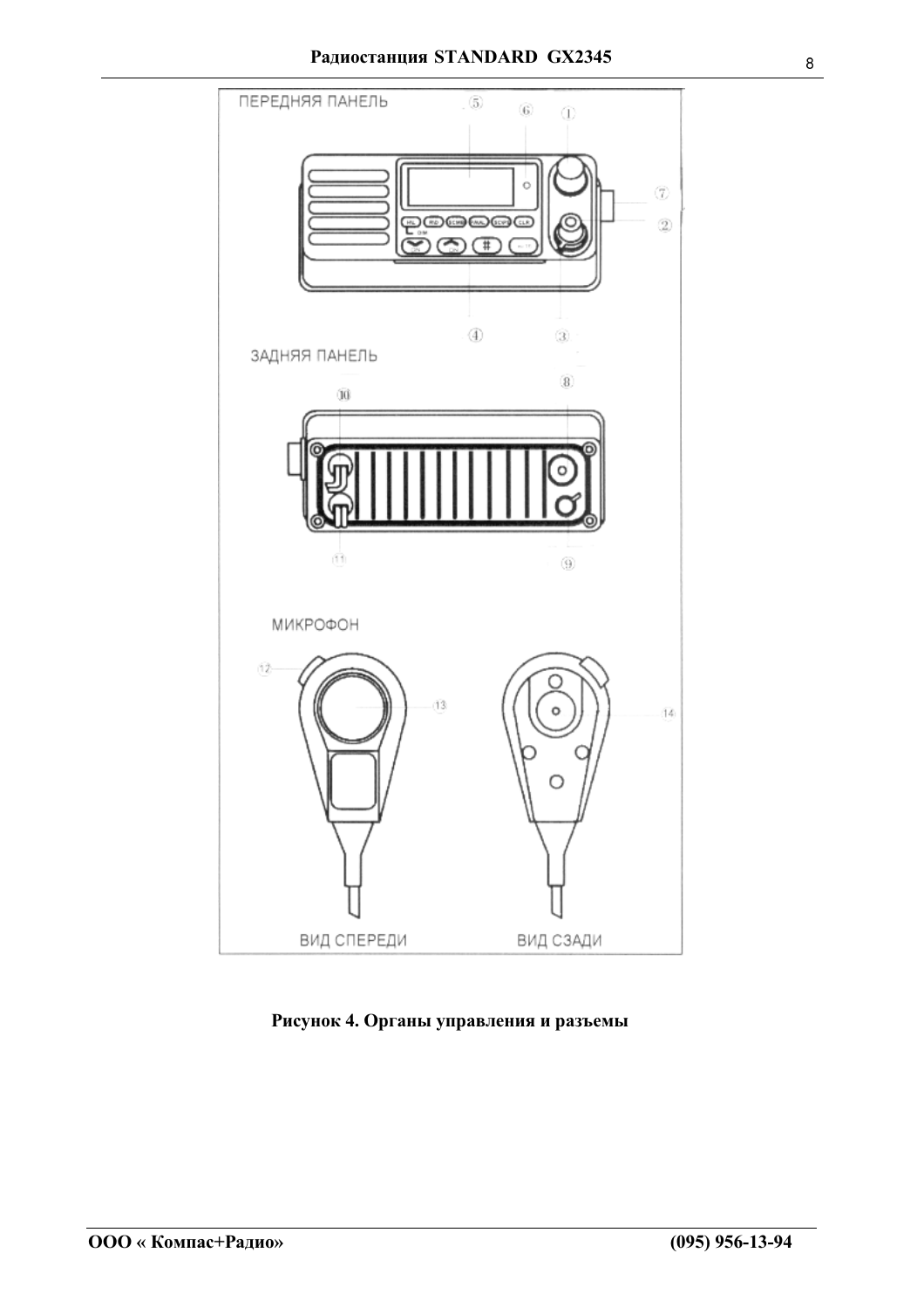ПЕРЕДНЯЯ ПАНЕЛЬ

ЗАДНЯЯ ПАНЕЛЬ

МИКРОФОН

ВИД СПЕРЕДИ

ВИД СЗАДИ

**Рисунок 4. Органы управления и разъемы**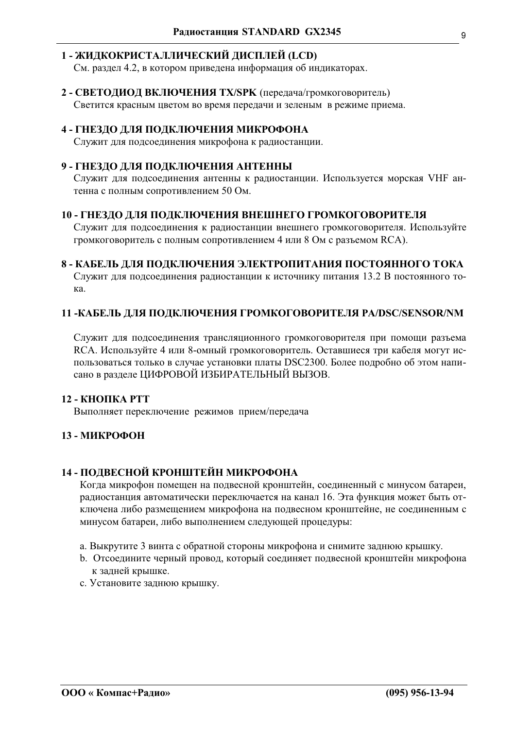**1 - ЖИДКОКРИСТАЛЛИЧЕСКИЙ ДИСПЛЕЙ (LCD)**

См. раздел 4.2, в котором приведена информация об индикаторах.

**2 - СВЕТОДИОД ВКЛЮЧЕНИЯ TX/SPK** (передача/громкоговоритель)

Светится красным цветом во время передачи и зеленым в режиме приема.

**4 - ГНЕЗДО ДЛЯ ПОДКЛЮЧЕНИЯ МИКРОФОНА**

Служит для подсоединения микрофона к радиостанции.

**9 - ГНЕЗДО ДЛЯ ПОДКЛЮЧЕНИЯ АНТЕННЫ**

Служит для подсоединения антенны к радиостанции. Используется морская VHF антенна с полным сопротивлением 50 Ом.

**10 - ГНЕЗДО ДЛЯ ПОДКЛЮЧЕНИЯ ВНЕШНЕГО ГРОМКОГОВОРИТЕЛЯ**

Служит для подсоединения к радиостанции внешнего громкоговорителя. Используйте громкоговоритель с полным сопротивлением 4 или 8 Ом с разъемом RCA).

**8 - КАБЕЛЬ ДЛЯ ПОДКЛЮЧЕНИЯ ЭЛЕКТРОПИТАНИЯ ПОСТОЯННОГО ТОКА**

Служит для подсоединения радиостанции к источнику питания 13.2 В постоянного тока.

**11 -КАБЕЛЬ ДЛЯ ПОДКЛЮЧЕНИЯ ГРОМКОГОВОРИТЕЛЯ PA/DSC/SENSOR/NM**

Служит для подсоединения трансляционного громкоговорителя при помощи разъема RCA. Используйте 4 или 8-омный громкоговоритель. Оставшиеся три кабеля могут использоваться только в случае установки платы DSC2300. Более подробно об этом написано в разделе ЦИФРОВОЙ ИЗБИРАТЕЛЬНЫЙ ВЫЗОВ.

**12 - КНОПКА PTT**

Выполняет переключение режимов прием/передача

**13 - МИКРОФОН**

**14 - ПОДВЕСНОЙ КРОНШТЕЙН МИКРОФОНА**

Когда микрофон помещен на подвесной кронштейн, соединенный с минусом батареи, радиостанция автоматически переключается на канал 16. Эта функция может быть отключена либо размещением микрофона на подвесном кронштейне, не соединенным с минусом батареи, либо выполнением следующей процедуры:

a. Выкрутите 3 винта с обратной стороны микрофона и снимите заднюю крышку.
b. Отсоедините черный провод, который соединяет подвесной кронштейн микрофона к задней крышке.
c. Установите заднюю крышку.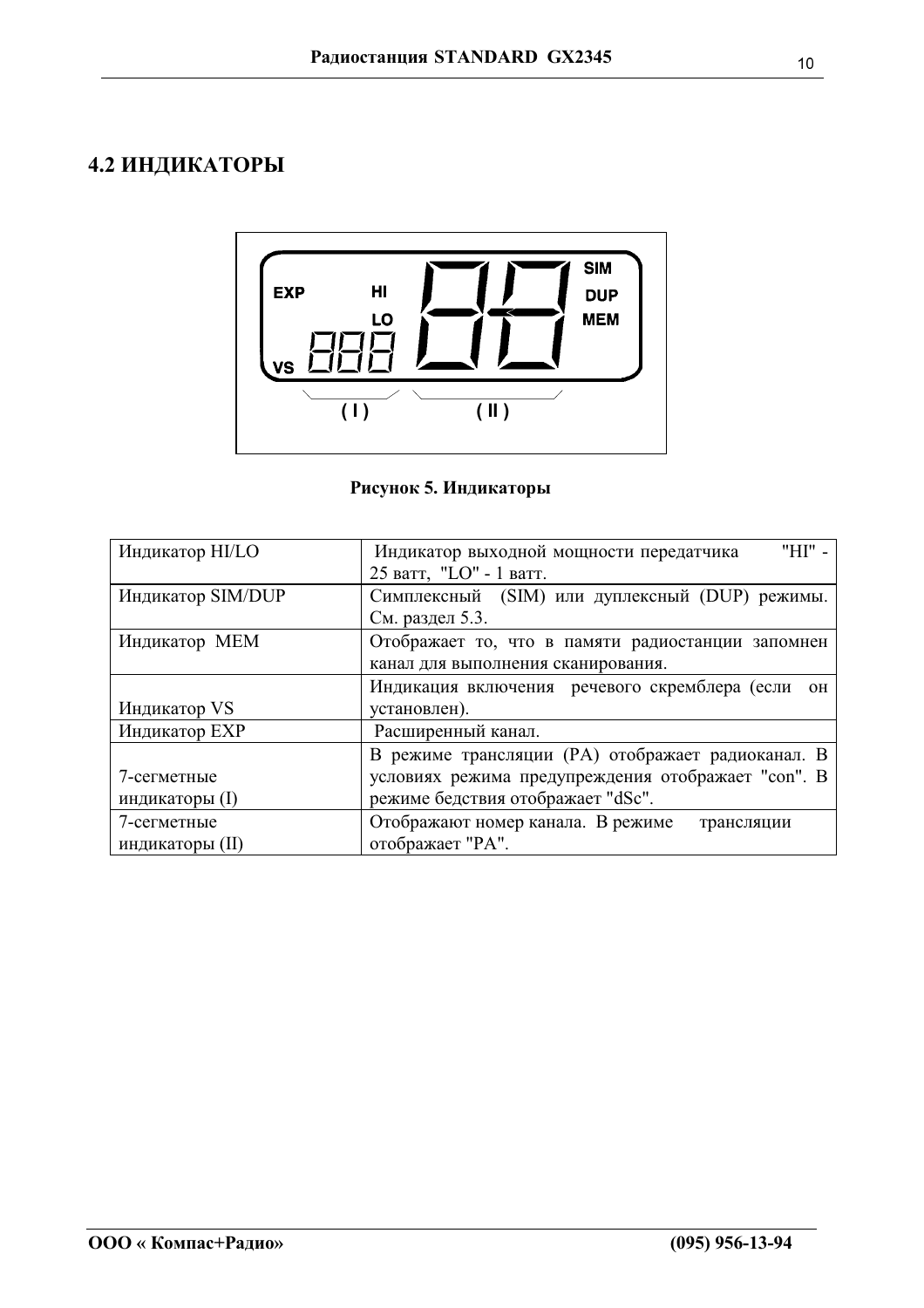## 4.2 ИНДИКАТОРЫ

Рисунок 5. Индикаторы

| Индикатор HI/LO | Индикатор выходной мощности передатчика "HI" - 25 ватт, "LO" - 1 ватт. |
|---|---|
| Индикатор SIM/DUP | Симплексный (SIM) или дуплексный (DUP) режимы. См. раздел 5.3. |
| Индикатор MEM | Отображает то, что в памяти радиостанции запомнен канал для выполнения сканирования. |
| Индикатор VS | Индикация включения речевого скремблера (если он установлен). |
| Индикатор EXP | Расширенный канал. |
| 7-сегметные индикаторы (I) | В режиме трансляции (PA) отображает радиоканал. В условиях режима предупреждения отображает "con". В режиме бедствия отображает "dSc". |
| 7-сегметные индикаторы (II) | Отображают номер канала. В режиме трансляции отображает "PA". |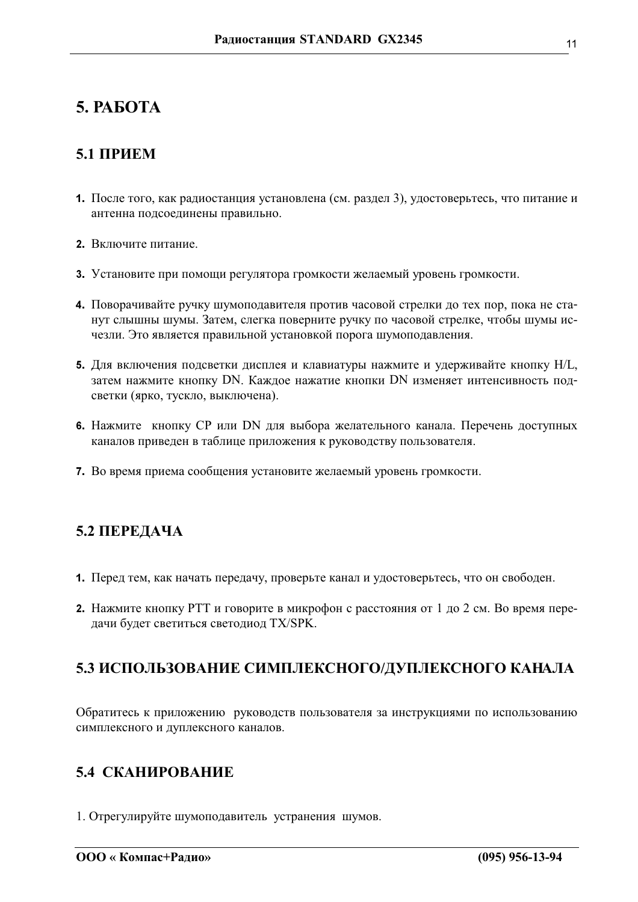# 5. РАБОТА

## 5.1 ПРИЕМ

1. После того, как радиостанция установлена (см. раздел 3), удостоверьтесь, что питание и антенна подсоединены правильно.

2. Включите питание.

3. Установите при помощи регулятора громкости желаемый уровень громкости.

4. Поворачивайте ручку шумоподавителя против часовой стрелки до тех пор, пока не станут слышны шумы. Затем, слегка поверните ручку по часовой стрелке, чтобы шумы исчезли. Это является правильной установкой порога шумоподавления.

5. Для включения подсветки дисплея и клавиатуры нажмите и удерживайте кнопку H/L, затем нажмите кнопку DN. Каждое нажатие кнопки DN изменяет интенсивность подсветки (ярко, тускло, выключена).

6. Нажмите кнопку CP или DN для выбора желательного канала. Перечень доступных каналов приведен в таблице приложения к руководству пользователя.

7. Во время приема сообщения установите желаемый уровень громкости.

## 5.2 ПЕРЕДАЧА

1. Перед тем, как начать передачу, проверьте канал и удостоверьтесь, что он свободен.

2. Нажмите кнопку PTT и говорите в микрофон с расстояния от 1 до 2 см. Во время передачи будет светиться светодиод TX/SPK.

## 5.3 ИСПОЛЬЗОВАНИЕ СИМПЛЕКСНОГО/ДУПЛЕКСНОГО КАНАЛА

Обратитесь к приложению руководств пользователя за инструкциями по использованию симплексного и дуплексного каналов.

## 5.4 СКАНИРОВАНИЕ

1. Отрегулируйте шумоподавитель устранения шумов.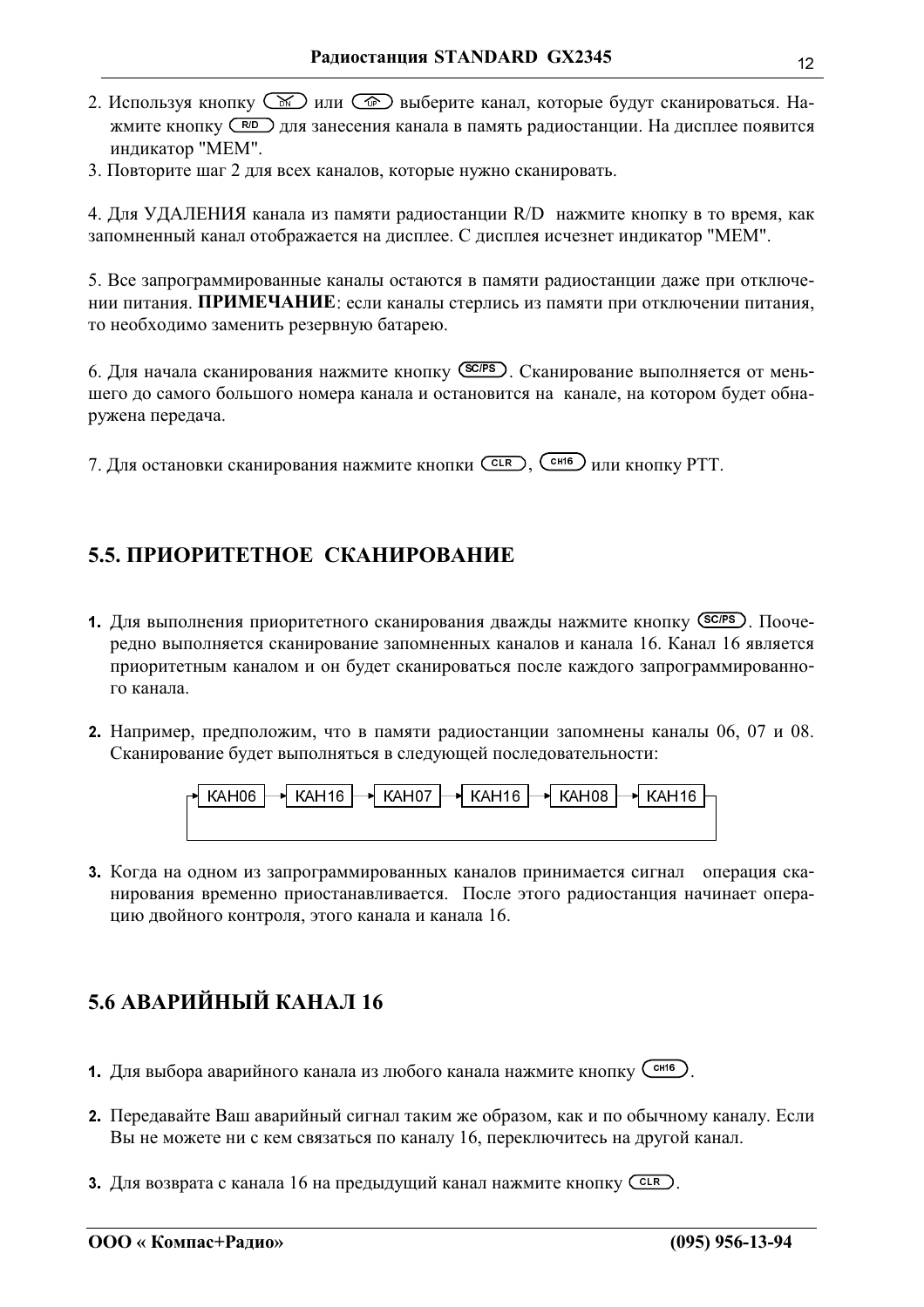2. Используя кнопку (DN) или (UP) выберите канал, которые будут сканироваться. Нажмите кнопку (R/D) для занесения канала в память радиостанции. На дисплее появится индикатор "MEM".
3. Повторите шаг 2 для всех каналов, которые нужно сканировать.

4. Для УДАЛЕНИЯ канала из памяти радиостанции R/D нажмите кнопку в то время, как запомненный канал отображается на дисплее. С дисплея исчезнет индикатор "MEM".

5. Все запрограммированные каналы остаются в памяти радиостанции даже при отключении питания. **ПРИМЕЧАНИЕ**: если каналы стерлись из памяти при отключении питания, то необходимо заменить резервную батарею.

6. Для начала сканирования нажмите кнопку (SC/PS). Сканирование выполняется от меньшего до самого большого номера канала и остановится на канале, на котором будет обнаружена передача.

7. Для остановки сканирования нажмите кнопки (CLR), (CH16) или кнопку PTT.

## 5.5. ПРИОРИТЕТНОЕ СКАНИРОВАНИЕ

1. Для выполнения приоритетного сканирования дважды нажмите кнопку (SC/PS). Поочередно выполняется сканирование запомненных каналов и канала 16. Канал 16 является приоритетным каналом и он будет сканироваться после каждого запрограммированного канала.

2. Например, предположим, что в памяти радиостанции запомнены каналы 06, 07 и 08. Сканирование будет выполняться в следующей последовательности:

   КАН06 → КАН16 → КАН07 → КАН16 → КАН08 → КАН16 → (возврат к КАН06)

3. Когда на одном из запрограммированных каналов принимается сигнал операция сканирования временно приостанавливается. После этого радиостанция начинает операцию двойного контроля, этого канала и канала 16.

## 5.6 АВАРИЙНЫЙ КАНАЛ 16

1. Для выбора аварийного канала из любого канала нажмите кнопку (CH16).

2. Передавайте Ваш аварийный сигнал таким же образом, как и по обычному каналу. Если Вы не можете ни с кем связаться по каналу 16, переключитесь на другой канал.

3. Для возврата с канала 16 на предыдущий канал нажмите кнопку (CLR).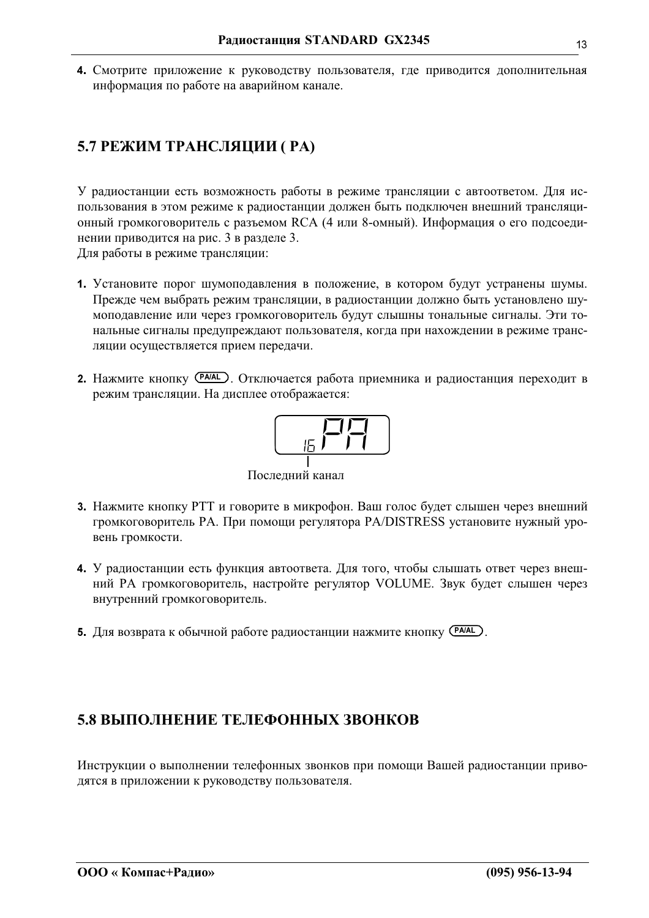4. Смотрите приложение к руководству пользователя, где приводится дополнительная информация по работе на аварийном канале.

## 5.7 РЕЖИМ ТРАНСЛЯЦИИ ( PA)

У радиостанции есть возможность работы в режиме трансляции с автоответом. Для использования в этом режиме к радиостанции должен быть подключен внешний трансляционный громкоговоритель с разъемом RCA (4 или 8-омный). Информация о его подсоединении приводится на рис. 3 в разделе 3.
Для работы в режиме трансляции:

1. Установите порог шумоподавления в положение, в котором будут устранены шумы. Прежде чем выбрать режим трансляции, в радиостанции должно быть установлено шумоподавление или через громкоговоритель будут слышны тональные сигналы. Эти тональные сигналы предупреждают пользователя, когда при нахождении в режиме трансляции осуществляется прием передачи.

2. Нажмите кнопку (PA/AL). Отключается работа приемника и радиостанция переходит в режим трансляции. На дисплее отображается:

   16 PA

   Последний канал

3. Нажмите кнопку PTT и говорите в микрофон. Ваш голос будет слышен через внешний громкоговоритель PA. При помощи регулятора PA/DISTRESS установите нужный уровень громкости.

4. У радиостанции есть функция автоответа. Для того, чтобы слышать ответ через внешний PA громкоговоритель, настройте регулятор VOLUME. Звук будет слышен через внутренний громкоговоритель.

5. Для возврата к обычной работе радиостанции нажмите кнопку (PA/AL).

## 5.8 ВЫПОЛНЕНИЕ ТЕЛЕФОННЫХ ЗВОНКОВ

Инструкции о выполнении телефонных звонков при помощи Вашей радиостанции приводятся в приложении к руководству пользователя.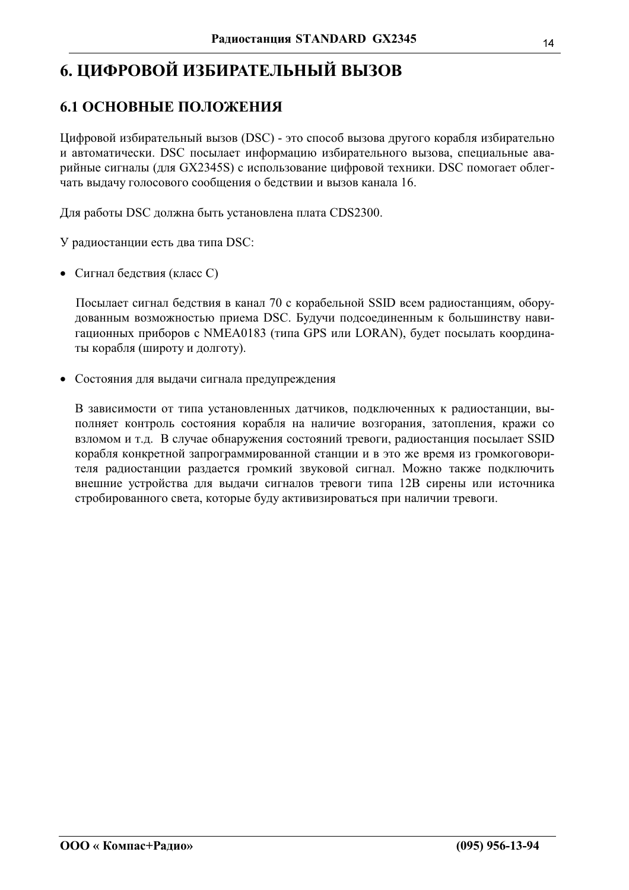# 6. ЦИФРОВОЙ ИЗБИРАТЕЛЬНЫЙ ВЫЗОВ

## 6.1 ОСНОВНЫЕ ПОЛОЖЕНИЯ

Цифровой избирательный вызов (DSC) - это способ вызова другого корабля избирательно и автоматически. DSC посылает информацию избирательного вызова, специальные аварийные сигналы (для GX2345S) с использование цифровой техники. DSC помогает облегчать выдачу голосового сообщения о бедствии и вызов канала 16.

Для работы DSC должна быть установлена плата CDS2300.

У радиостанции есть два типа DSC:

- Сигнал бедствия (класс C)

  Посылает сигнал бедствия в канал 70 с корабельной SSID всем радиостанциям, оборудованным возможностью приема DSC. Будучи подсоединенным к большинству навигационных приборов с NMEA0183 (типа GPS или LORAN), будет посылать координаты корабля (широту и долготу).

- Состояния для выдачи сигнала предупреждения

  В зависимости от типа установленных датчиков, подключенных к радиостанции, выполняет контроль состояния корабля на наличие возгорания, затопления, кражи со взломом и т.д. В случае обнаружения состояний тревоги, радиостанция посылает SSID корабля конкретной запрограммированной станции и в это же время из громкоговорителя радиостанции раздается громкий звуковой сигнал. Можно также подключить внешние устройства для выдачи сигналов тревоги типа 12В сирены или источника стробированного света, которые буду активизироваться при наличии тревоги.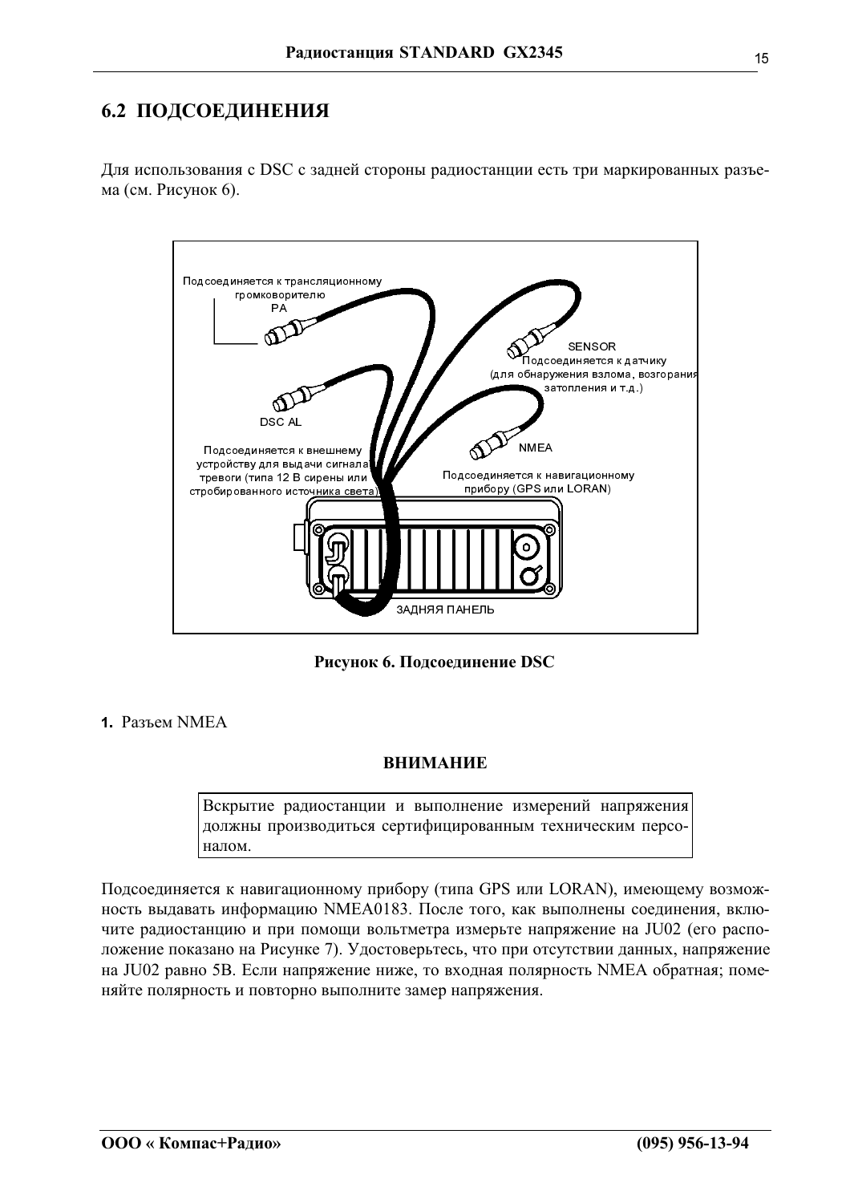## 6.2 ПОДСОЕДИНЕНИЯ

Для использования с DSC с задней стороны радиостанции есть три маркированных разъема (см. Рисунок 6).

Подсоединяется к трансляционному громкоговорителю PA

SENSOR Подсоединяется к датчику (для обнаружения взлома, возгорания затопления и т.д.)

DSC AL

Подсоединяется к внешнему устройству для выдачи сигнала тревоги (типа 12 В сирены или стробированного источника света)

NMEA Подсоединяется к навигационному прибору (GPS или LORAN)

ЗАДНЯЯ ПАНЕЛЬ

**Рисунок 6. Подсоединение DSC**

1. Разъем NMEA

**ВНИМАНИЕ**

Вскрытие радиостанции и выполнение измерений напряжения должны производиться сертифицированным техническим персоналом.

Подсоединяется к навигационному прибору (типа GPS или LORAN), имеющему возможность выдавать информацию NMEA0183. После того, как выполнены соединения, включите радиостанцию и при помощи вольтметра измерьте напряжение на JU02 (его расположение показано на Рисунке 7). Удостоверьтесь, что при отсутствии данных, напряжение на JU02 равно 5В. Если напряжение ниже, то входная полярность NMEA обратная; поменяйте полярность и повторно выполните замер напряжения.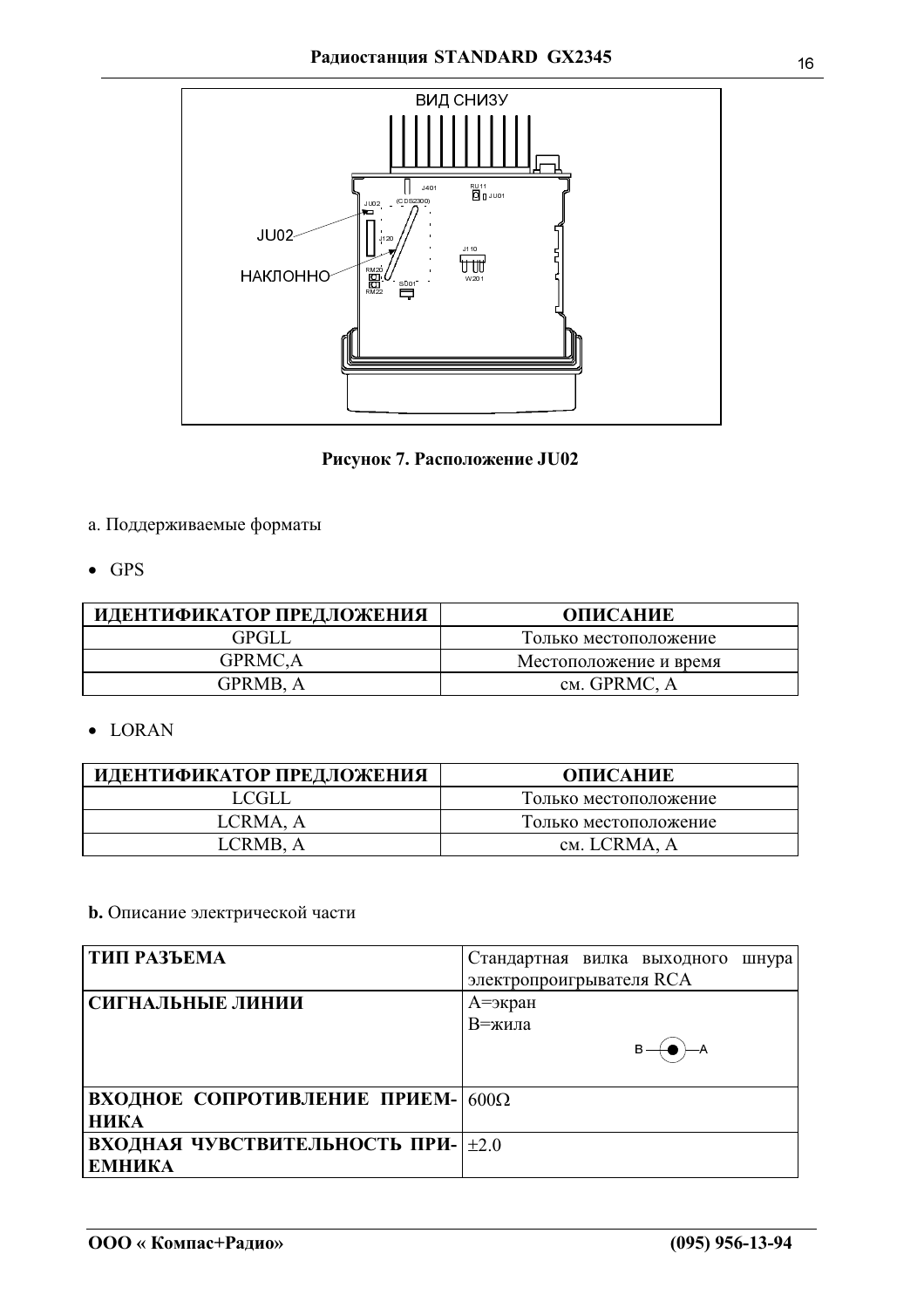ВИД СНИЗУ

JU02

НАКЛОННО

**Рисунок 7. Расположение JU02**

a. Поддерживаемые форматы

- GPS

| ИДЕНТИФИКАТОР ПРЕДЛОЖЕНИЯ | ОПИСАНИЕ |
|---|---|
| GPGLL | Только местоположение |
| GPRMC,A | Местоположение и время |
| GPRMB, A | см. GPRMC, A |

- LORAN

| ИДЕНТИФИКАТОР ПРЕДЛОЖЕНИЯ | ОПИСАНИЕ |
|---|---|
| LCGLL | Только местоположение |
| LCRMA, A | Только местоположение |
| LCRMB, A | см. LCRMA, A |

**b.** Описание электрической части

| | |
|---|---|
| **ТИП РАЗЪЕМА** | Стандартная вилка выходного шнура электропроигрывателя RCA |
| **СИГНАЛЬНЫЕ ЛИНИИ** | A=экран<br>B=жила |
| **ВХОДНОЕ СОПРОТИВЛЕНИЕ ПРИЕМНИКА** | $600\Omega$ |
| **ВХОДНАЯ ЧУВСТВИТЕЛЬНОСТЬ ПРИЕМНИКА** | $\pm 2.0$ |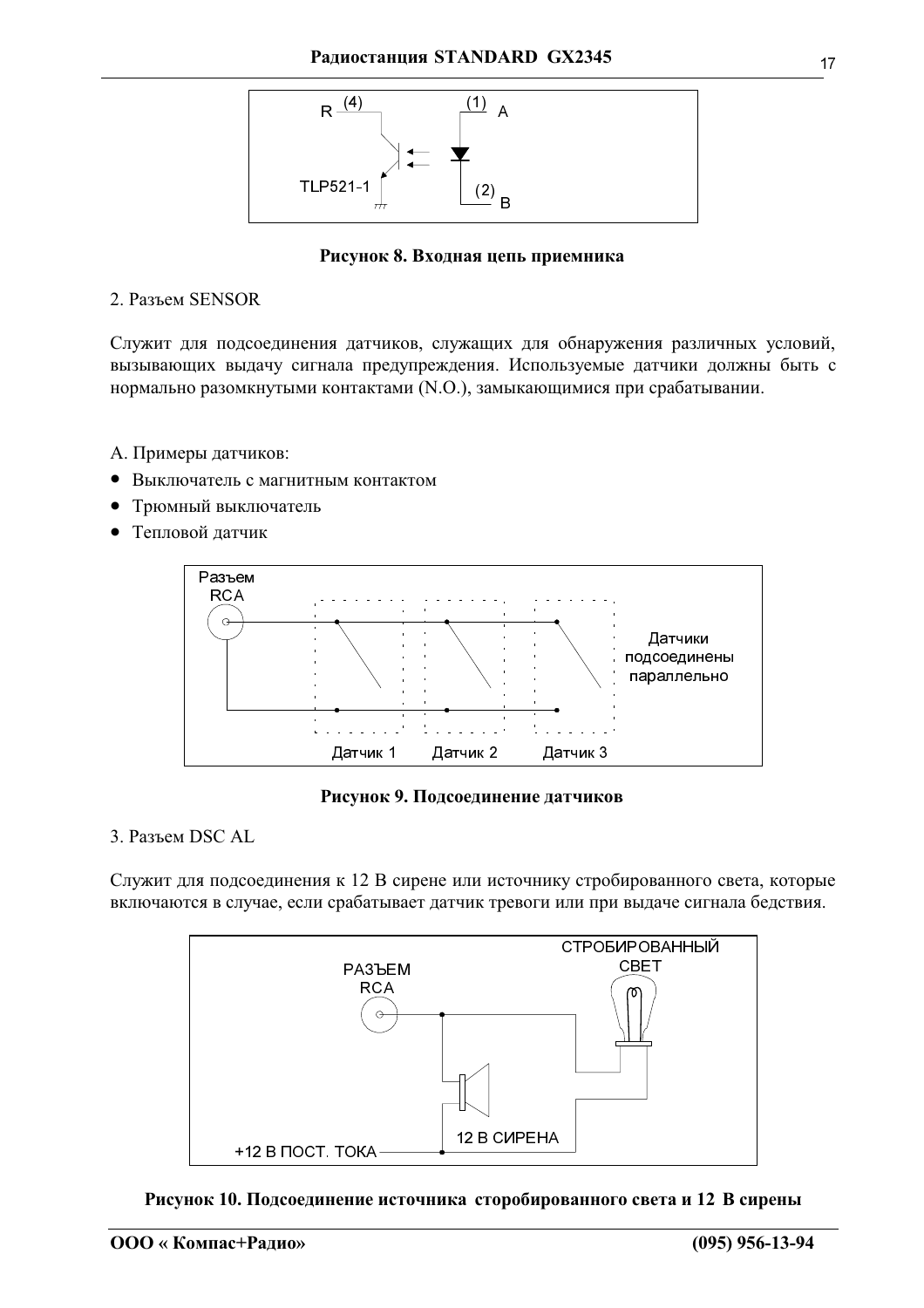**Рисунок 8. Входная цепь приемника**

2. Разъем SENSOR

Служит для подсоединения датчиков, служащих для обнаружения различных условий, вызывающих выдачу сигнала предупреждения. Используемые датчики должны быть с нормально разомкнутыми контактами (N.O.), замыкающимися при срабатывании.

А. Примеры датчиков:

- Выключатель с магнитным контактом
- Трюмный выключатель
- Тепловой датчик

**Рисунок 9. Подсоединение датчиков**

3. Разъем DSC AL

Служит для подсоединения к 12 В сирене или источнику стробированного света, которые включаются в случае, если срабатывает датчик тревоги или при выдаче сигнала бедствия.

**Рисунок 10. Подсоединение источника сторобированного света и 12 В сирены**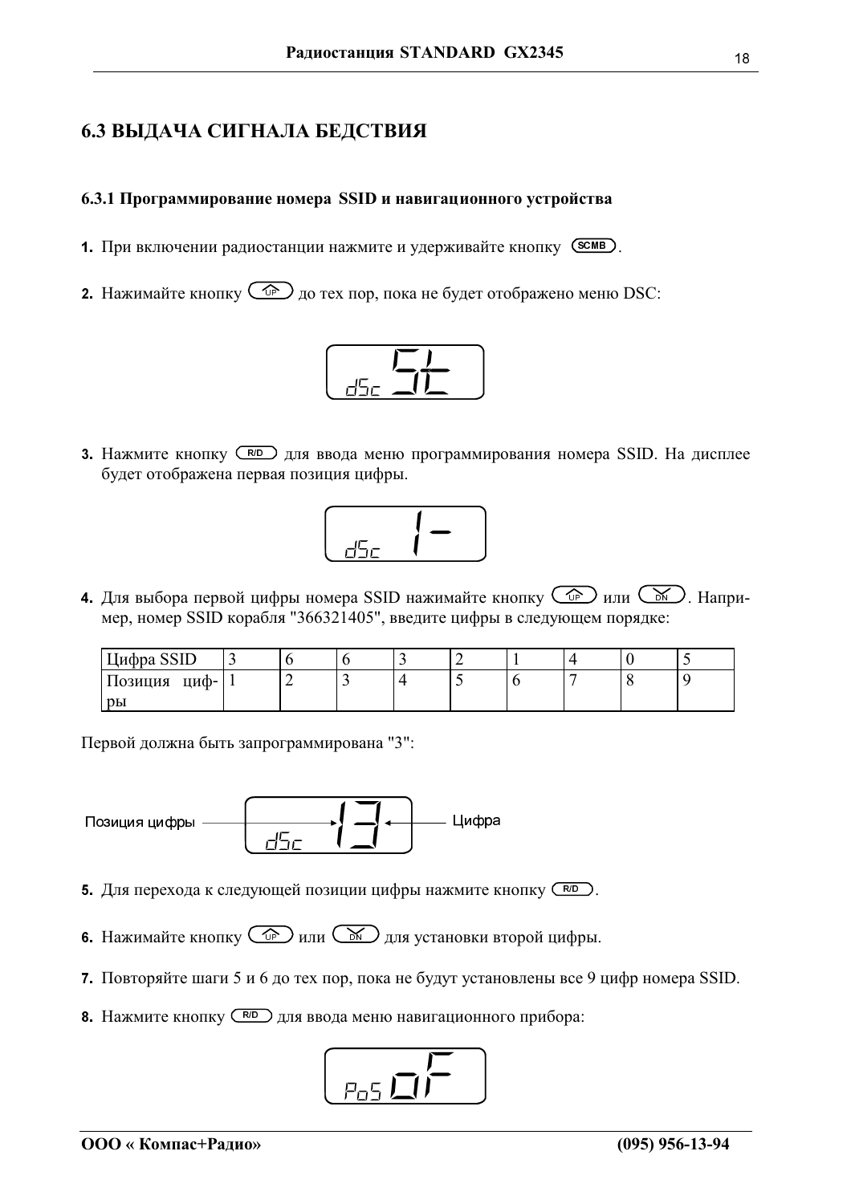## 6.3 ВЫДАЧА СИГНАЛА БЕДСТВИЯ

### 6.3.1 Программирование номера SSID и навигационного устройства

1. При включении радиостанции нажмите и удерживайте кнопку (SCMB).

2. Нажимайте кнопку (UP) до тех пор, пока не будет отображено меню DSC:

   dSc St

3. Нажмите кнопку (R/D) для ввода меню программирования номера SSID. На дисплее будет отображена первая позиция цифры.

   dSc 1-

4. Для выбора первой цифры номера SSID нажимайте кнопку (UP) или (DN). Например, номер SSID корабля "366321405", введите цифры в следующем порядке:

| Цифра SSID | 3 | 6 | 6 | 3 | 2 | 1 | 4 | 0 | 5 |
|---|---|---|---|---|---|---|---|---|---|
| Позиция цифры | 1 | 2 | 3 | 4 | 5 | 6 | 7 | 8 | 9 |

Первой должна быть запрограммирована "3":

Позиция цифры → dSc 13 ← Цифра

5. Для перехода к следующей позиции цифры нажмите кнопку (R/D).

6. Нажимайте кнопку (UP) или (DN) для установки второй цифры.

7. Повторяйте шаги 5 и 6 до тех пор, пока не будут установлены все 9 цифр номера SSID.

8. Нажмите кнопку (R/D) для ввода меню навигационного прибора:

   PoS oF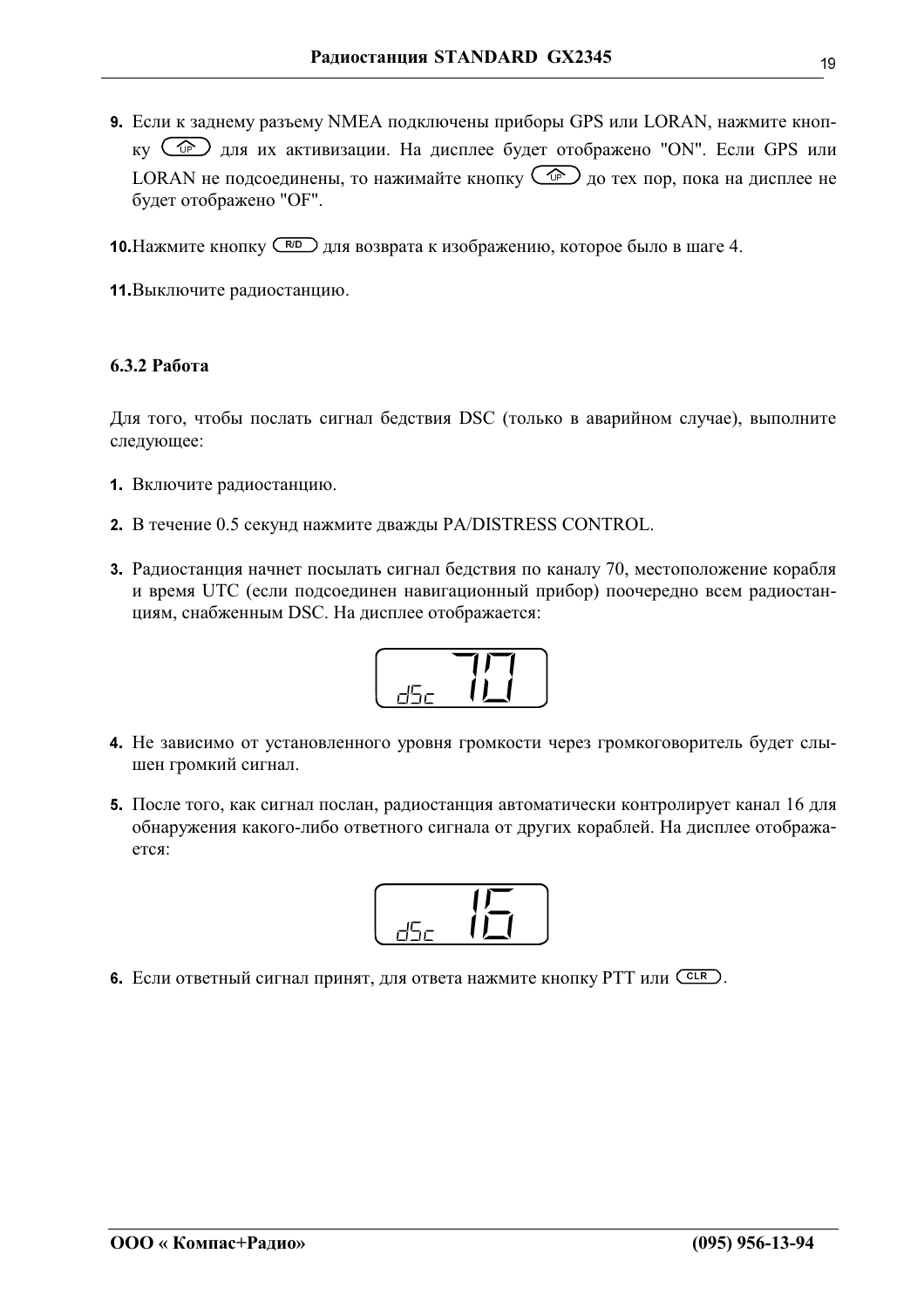9. Если к заднему разъему NMEA подключены приборы GPS или LORAN, нажмите кнопку (UP) для их активизации. На дисплее будет отображено "ON". Если GPS или LORAN не подсоединены, то нажимайте кнопку (UP) до тех пор, пока на дисплее не будет отображено "OF".

10. Нажмите кнопку (R/D) для возврата к изображению, которое было в шаге 4.

11. Выключите радиостанцию.

### 6.3.2 Работа

Для того, чтобы послать сигнал бедствия DSC (только в аварийном случае), выполните следующее:

1. Включите радиостанцию.
2. В течение 0.5 секунд нажмите дважды PA/DISTRESS CONTROL.
3. Радиостанция начнет посылать сигнал бедствия по каналу 70, местоположение корабля и время UTC (если подсоединен навигационный прибор) поочередно всем радиостанциям, снабженным DSC. На дисплее отображается:

   dSc 70

4. Не зависимо от установленного уровня громкости через громкоговоритель будет слышен громкий сигнал.
5. После того, как сигнал послан, радиостанция автоматически контролирует канал 16 для обнаружения какого-либо ответного сигнала от других кораблей. На дисплее отображается:

   dSc 16

6. Если ответный сигнал принят, для ответа нажмите кнопку PTT или (CLR).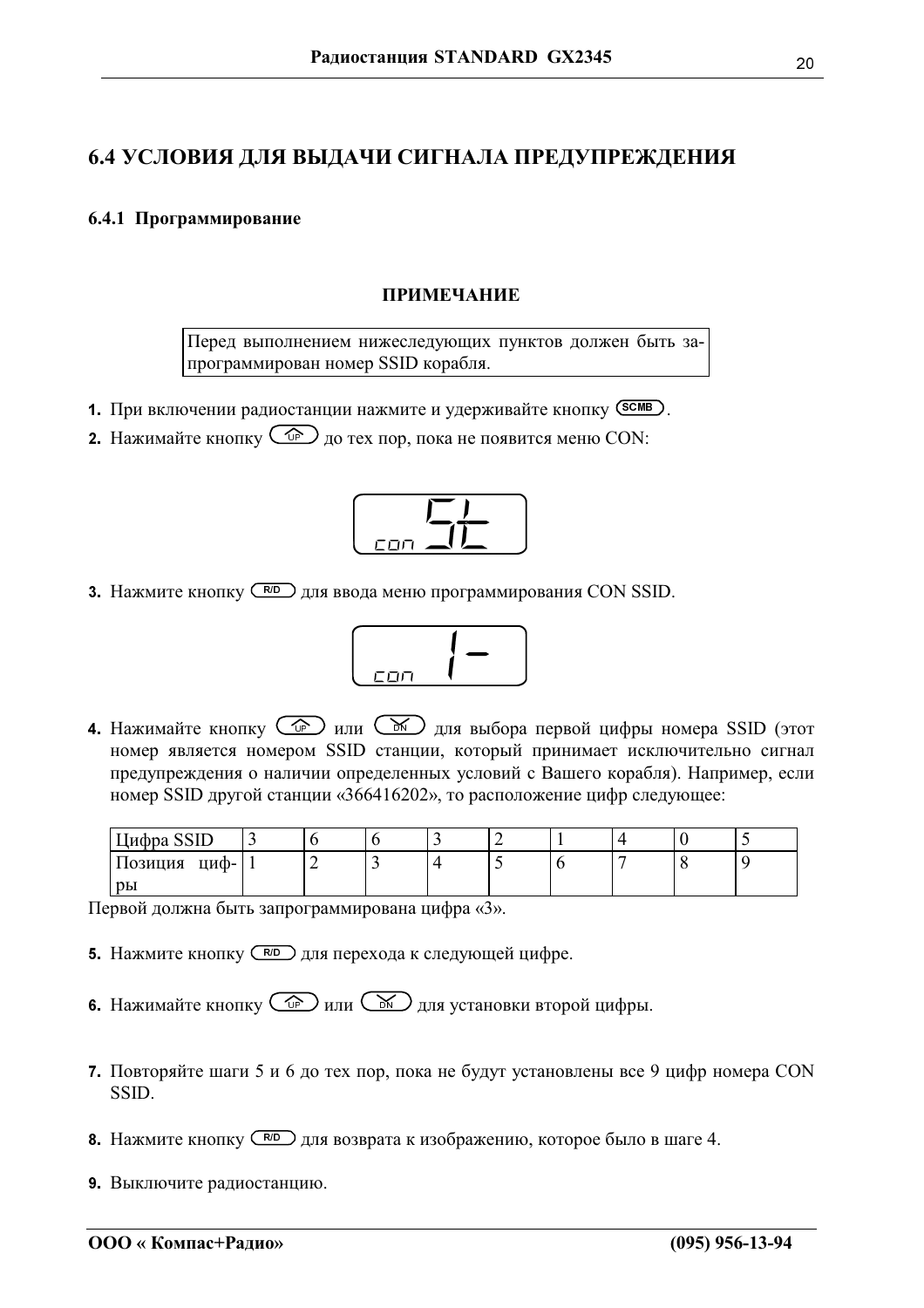## 6.4 УСЛОВИЯ ДЛЯ ВЫДАЧИ СИГНАЛА ПРЕДУПРЕЖДЕНИЯ

### 6.4.1 Программирование

**ПРИМЕЧАНИЕ**

> Перед выполнением нижеследующих пунктов должен быть запрограммирован номер SSID корабля.

1. При включении радиостанции нажмите и удерживайте кнопку SCMB.
2. Нажимайте кнопку UP до тех пор, пока не появится меню CON:

   CON St

3. Нажмите кнопку R/D для ввода меню программирования CON SSID.

   CON 1-

4. Нажимайте кнопку UP или DN для выбора первой цифры номера SSID (этот номер является номером SSID станции, который принимает исключительно сигнал предупреждения о наличии определенных условий с Вашего корабля). Например, если номер SSID другой станции «366416202», то расположение цифр следующее:

| Цифра SSID | 3 | 6 | 6 | 3 | 2 | 1 | 4 | 0 | 5 |
|---|---|---|---|---|---|---|---|---|---|
| Позиция цифры | 1 | 2 | 3 | 4 | 5 | 6 | 7 | 8 | 9 |

Первой должна быть запрограммирована цифра «3».

5. Нажмите кнопку R/D для перехода к следующей цифре.
6. Нажимайте кнопку UP или DN для установки второй цифры.
7. Повторяйте шаги 5 и 6 до тех пор, пока не будут установлены все 9 цифр номера CON SSID.
8. Нажмите кнопку R/D для возврата к изображению, которое было в шаге 4.
9. Выключите радиостанцию.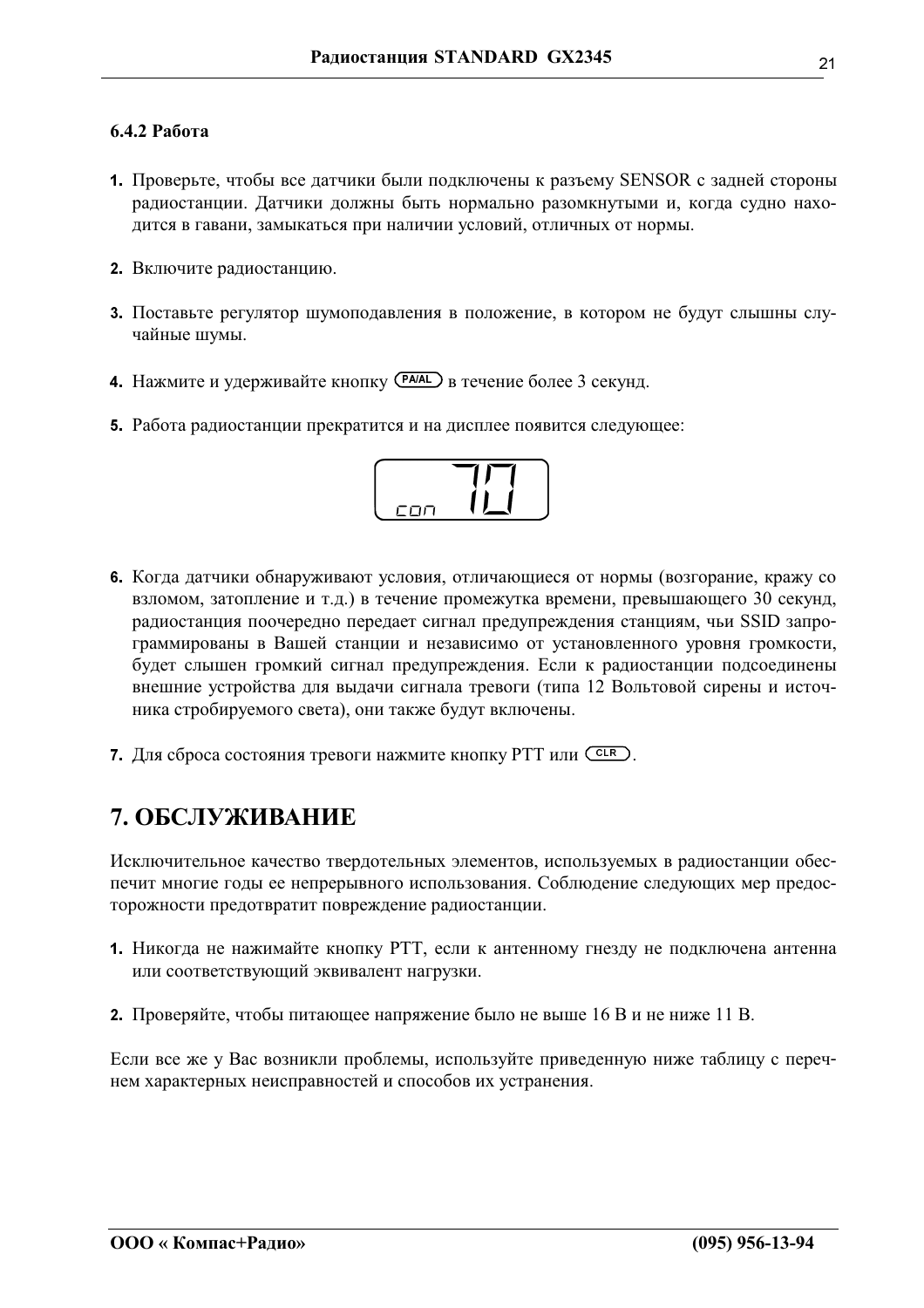### 6.4.2 Работа

1. Проверьте, чтобы все датчики были подключены к разъему SENSOR с задней стороны радиостанции. Датчики должны быть нормально разомкнутыми и, когда судно находится в гавани, замыкаться при наличии условий, отличных от нормы.

2. Включите радиостанцию.

3. Поставьте регулятор шумоподавления в положение, в котором не будут слышны случайные шумы.

4. Нажмите и удерживайте кнопку PA/AL в течение более 3 секунд.

5. Работа радиостанции прекратится и на дисплее появится следующее:

   con 70

6. Когда датчики обнаруживают условия, отличающиеся от нормы (возгорание, кражу со взломом, затопление и т.д.) в течение промежутка времени, превышающего 30 секунд, радиостанция поочередно передает сигнал предупреждения станциям, чьи SSID запрограммированы в Вашей станции и независимо от установленного уровня громкости, будет слышен громкий сигнал предупреждения. Если к радиостанции подсоединены внешние устройства для выдачи сигнала тревоги (типа 12 Вольтовой сирены и источника стробируемого света), они также будут включены.

7. Для сброса состояния тревоги нажмите кнопку PTT или CLR.

# 7. ОБСЛУЖИВАНИЕ

Исключительное качество твердотельных элементов, используемых в радиостанции обеспечит многие годы ее непрерывного использования. Соблюдение следующих мер предосторожности предотвратит повреждение радиостанции.

1. Никогда не нажимайте кнопку PTT, если к антенному гнезду не подключена антенна или соответствующий эквивалент нагрузки.

2. Проверяйте, чтобы питающее напряжение было не выше 16 В и не ниже 11 В.

Если все же у Вас возникли проблемы, используйте приведенную ниже таблицу с перечнем характерных неисправностей и способов их устранения.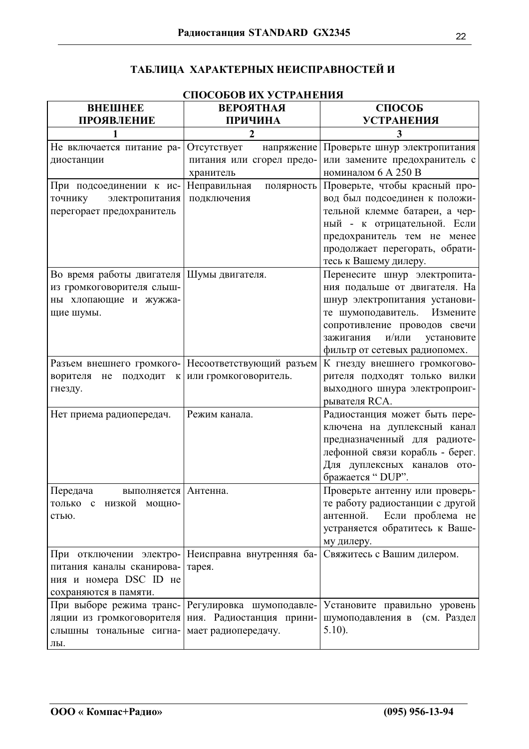## ТАБЛИЦА ХАРАКТЕРНЫХ НЕИСПРАВНОСТЕЙ И СПОСОБОВ ИХ УСТРАНЕНИЯ

| ВНЕШНЕЕ ПРОЯВЛЕНИЕ | ВЕРОЯТНАЯ ПРИЧИНА | СПОСОБ УСТРАНЕНИЯ |
|---|---|---|
| 1 | 2 | 3 |
| Не включается питание радиостанции | Отсутствует напряжение питания или сгорел предохранитель | Проверьте шнур электропитания или замените предохранитель с номиналом 6 А 250 В |
| При подсоединении к источнику электропитания перегорает предохранитель | Неправильная полярность подключения | Проверьте, чтобы красный провод был подсоединен к положительной клемме батареи, а черный - к отрицательной. Если предохранитель тем не менее продолжает перегорать, обратитесь к Вашему дилеру. |
| Во время работы двигателя из громкоговорителя слышны хлопающие и жужжащие шумы. | Шумы двигателя. | Перенесите шнур электропитания подальше от двигателя. На шнур электропитания установите шумоподавитель. Измените сопротивление проводов свечи зажигания и/или установите фильтр от сетевых радиопомех. |
| Разъем внешнего громкоговорителя не подходит к гнезду. | Несоответствующий разъем или громкоговоритель. | К гнезду внешнего громкоговорителя подходят только вилки выходного шнура электропроигрывателя RCA. |
| Нет приема радиопередач. | Режим канала. | Радиостанция может быть переключена на дуплексный канал предназначенный для радиотелефонной связи корабль - берег. Для дуплексных каналов отображается " DUP". |
| Передача выполняется только с низкой мощностью. | Антенна. | Проверьте антенну или проверьте работу радиостанции с другой антенной. Если проблема не устраняется обратитесь к Вашему дилеру. |
| При отключении электропитания каналы сканирования и номера DSC ID не сохраняются в памяти. | Неисправна внутренняя батарея. | Свяжитесь с Вашим дилером. |
| При выборе режима трансляции из громкоговорителя слышны тональные сигналы. | Регулировка шумоподавления. Радиостанция принимает радиопередачу. | Установите правильно уровень шумоподавления в (см. Раздел 5.10). |

**ООО « Компас+Радио»** **(095) 956-13-94**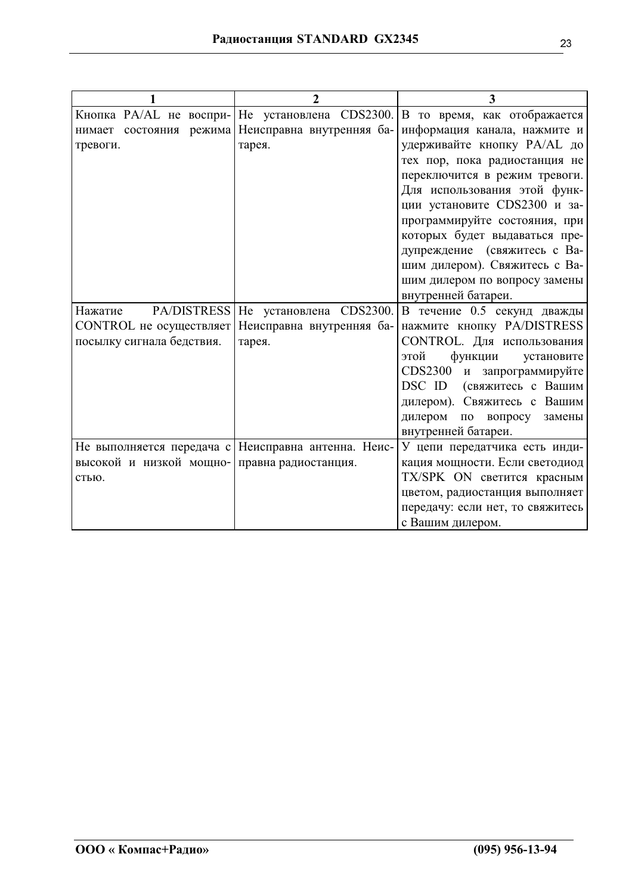| 1 | 2 | 3 |
|---|---|---|
| Кнопка PA/AL не воспринимает состояния режима тревоги. | Не установлена CDS2300. Неисправна внутренняя батарея. | В то время, как отображается информация канала, нажмите и удерживайте кнопку PA/AL до тех пор, пока радиостанция не переключится в режим тревоги. Для использования этой функции установите CDS2300 и запрограммируйте состояния, при которых будет выдаваться предупреждение (свяжитесь с Вашим дилером). Свяжитесь с Вашим дилером по вопросу замены внутренней батареи. |
| Нажатие PA/DISTRESS CONTROL не осуществляет посылку сигнала бедствия. | Не установлена CDS2300. Неисправна внутренняя батарея. | В течение 0.5 секунд дважды нажмите кнопку PA/DISTRESS CONTROL. Для использования этой функции установите CDS2300 и запрограммируйте DSC ID (свяжитесь с Вашим дилером). Свяжитесь с Вашим дилером по вопросу замены внутренней батареи. |
| Не выполняется передача с высокой и низкой мощностью. | Неисправна антенна. Неисправна радиостанция. | У цепи передатчика есть индикация мощности. Если светодиод TX/SPK ON светится красным цветом, радиостанция выполняет передачу: если нет, то свяжитесь с Вашим дилером. |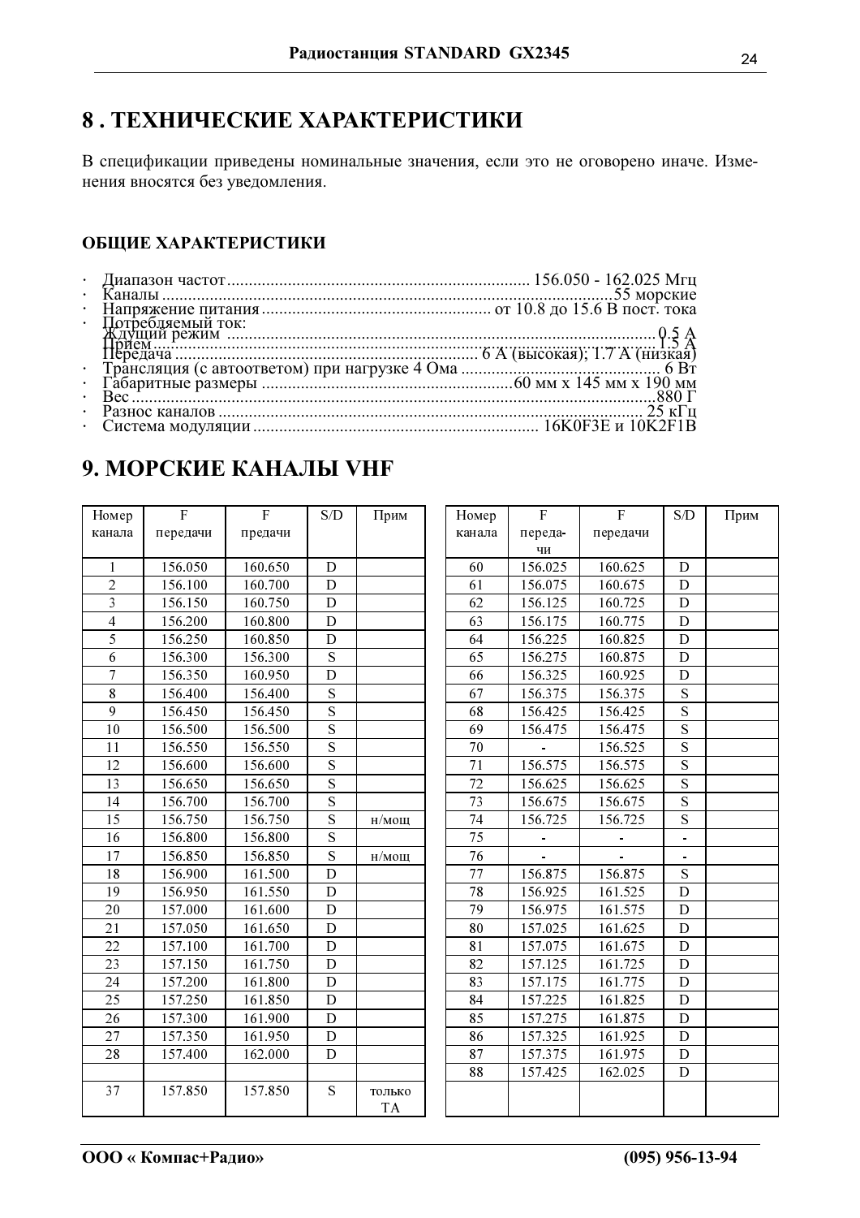# 8 . ТЕХНИЧЕСКИЕ ХАРАКТЕРИСТИКИ

В спецификации приведены номинальные значения, если это не оговорено иначе. Изменения вносятся без уведомления.

### ОБЩИЕ ХАРАКТЕРИСТИКИ

- Диапазон частот.......................................................................... 156.050 - 162.025 Мгц
- Каналы .......................................................................................................55 морские
- Напряжение питания ..................................................... от 10.8 до 15.6 В пост. тока
- Потребляемый ток:
  Ждущий режим ....................................................................................................0.5 А
  Прием ..................................................................................................................1.5 А
  Передача ....................................................................... 6 А (высокая); 1.7 А (низкая)
- Трансляция (с автоответом) при нагрузке 4 Ома ............................................... 6 Вт
- Габаритные размеры ..........................................................60 мм х 145 мм х 190 мм
- Вес ......................................................................................................................880 Г
- Разнос каналов ................................................................................................... 25 кГц
- Система модуляции ................................................................. 16K0F3E и 10K2F1B

# 9. МОРСКИЕ КАНАЛЫ VHF

| Номер канала | F передачи | F предачи | S/D | Прим |
|---|---|---|---|---|
| 1 | 156.050 | 160.650 | D | |
| 2 | 156.100 | 160.700 | D | |
| 3 | 156.150 | 160.750 | D | |
| 4 | 156.200 | 160.800 | D | |
| 5 | 156.250 | 160.850 | D | |
| 6 | 156.300 | 156.300 | S | |
| 7 | 156.350 | 160.950 | D | |
| 8 | 156.400 | 156.400 | S | |
| 9 | 156.450 | 156.450 | S | |
| 10 | 156.500 | 156.500 | S | |
| 11 | 156.550 | 156.550 | S | |
| 12 | 156.600 | 156.600 | S | |
| 13 | 156.650 | 156.650 | S | |
| 14 | 156.700 | 156.700 | S | |
| 15 | 156.750 | 156.750 | S | н/мощ |
| 16 | 156.800 | 156.800 | S | |
| 17 | 156.850 | 156.850 | S | н/мощ |
| 18 | 156.900 | 161.500 | D | |
| 19 | 156.950 | 161.550 | D | |
| 20 | 157.000 | 161.600 | D | |
| 21 | 157.050 | 161.650 | D | |
| 22 | 157.100 | 161.700 | D | |
| 23 | 157.150 | 161.750 | D | |
| 24 | 157.200 | 161.800 | D | |
| 25 | 157.250 | 161.850 | D | |
| 26 | 157.300 | 161.900 | D | |
| 27 | 157.350 | 161.950 | D | |
| 28 | 157.400 | 162.000 | D | |
| | | | | |
| 37 | 157.850 | 157.850 | S | только ТА |

| Номер канала | F переда-чи | F передачи | S/D | Прим |
|---|---|---|---|---|
| 60 | 156.025 | 160.625 | D | |
| 61 | 156.075 | 160.675 | D | |
| 62 | 156.125 | 160.725 | D | |
| 63 | 156.175 | 160.775 | D | |
| 64 | 156.225 | 160.825 | D | |
| 65 | 156.275 | 160.875 | D | |
| 66 | 156.325 | 160.925 | D | |
| 67 | 156.375 | 156.375 | S | |
| 68 | 156.425 | 156.425 | S | |
| 69 | 156.475 | 156.475 | S | |
| 70 | - | 156.525 | S | |
| 71 | 156.575 | 156.575 | S | |
| 72 | 156.625 | 156.625 | S | |
| 73 | 156.675 | 156.675 | S | |
| 74 | 156.725 | 156.725 | S | |
| 75 | - | - | - | |
| 76 | - | - | - | |
| 77 | 156.875 | 156.875 | S | |
| 78 | 156.925 | 161.525 | D | |
| 79 | 156.975 | 161.575 | D | |
| 80 | 157.025 | 161.625 | D | |
| 81 | 157.075 | 161.675 | D | |
| 82 | 157.125 | 161.725 | D | |
| 83 | 157.175 | 161.775 | D | |
| 84 | 157.225 | 161.825 | D | |
| 85 | 157.275 | 161.875 | D | |
| 86 | 157.325 | 161.925 | D | |
| 87 | 157.375 | 161.975 | D | |
| 88 | 157.425 | 162.025 | D | |
| | | | | |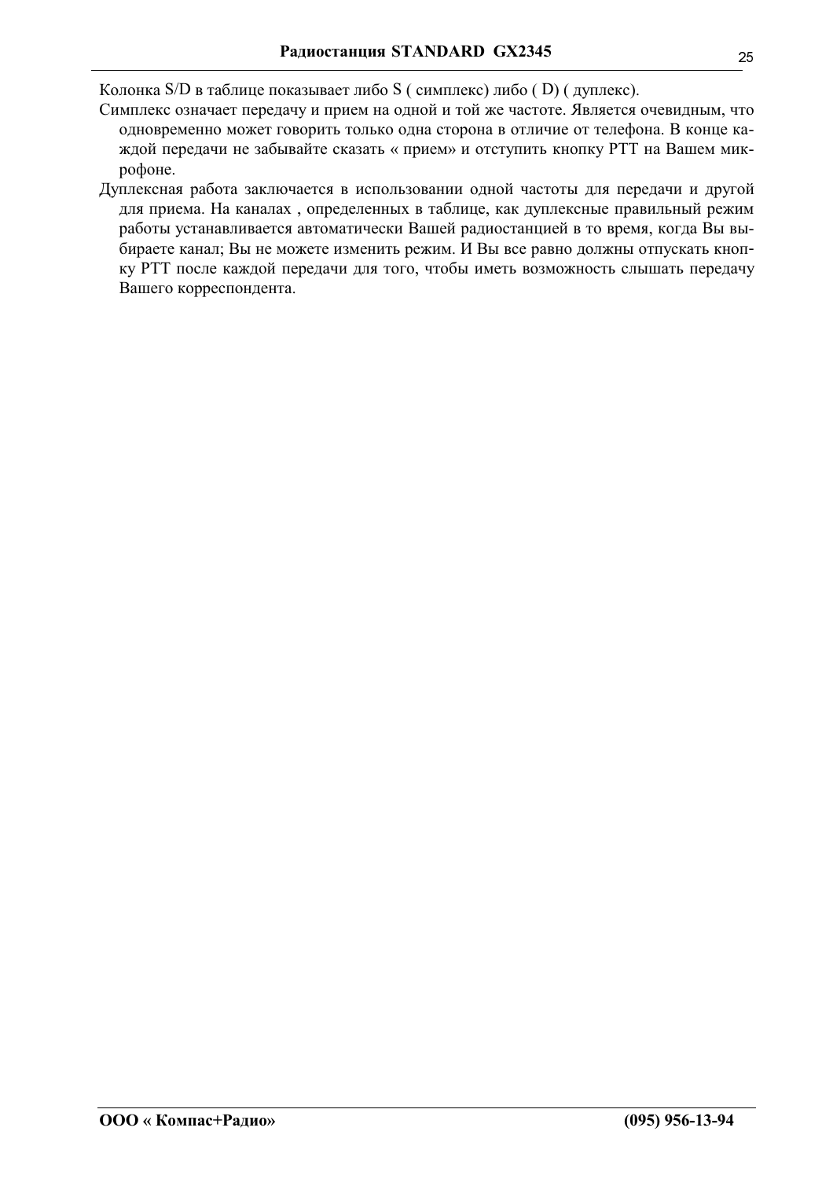Колонка S/D в таблице показывает либо S ( симплекс) либо ( D) ( дуплекс).

Симплекс означает передачу и прием на одной и той же частоте. Является очевидным, что одновременно может говорить только одна сторона в отличие от телефона. В конце каждой передачи не забывайте сказать « прием» и отступить кнопку PTT на Вашем микрофоне.

Дуплексная работа заключается в использовании одной частоты для передачи и другой для приема. На каналах , определенных в таблице, как дуплексные правильный режим работы устанавливается автоматически Вашей радиостанцией в то время, когда Вы выбираете канал; Вы не можете изменить режим. И Вы все равно должны отпускать кнопку PTT после каждой передачи для того, чтобы иметь возможность слышать передачу Вашего корреспондента.